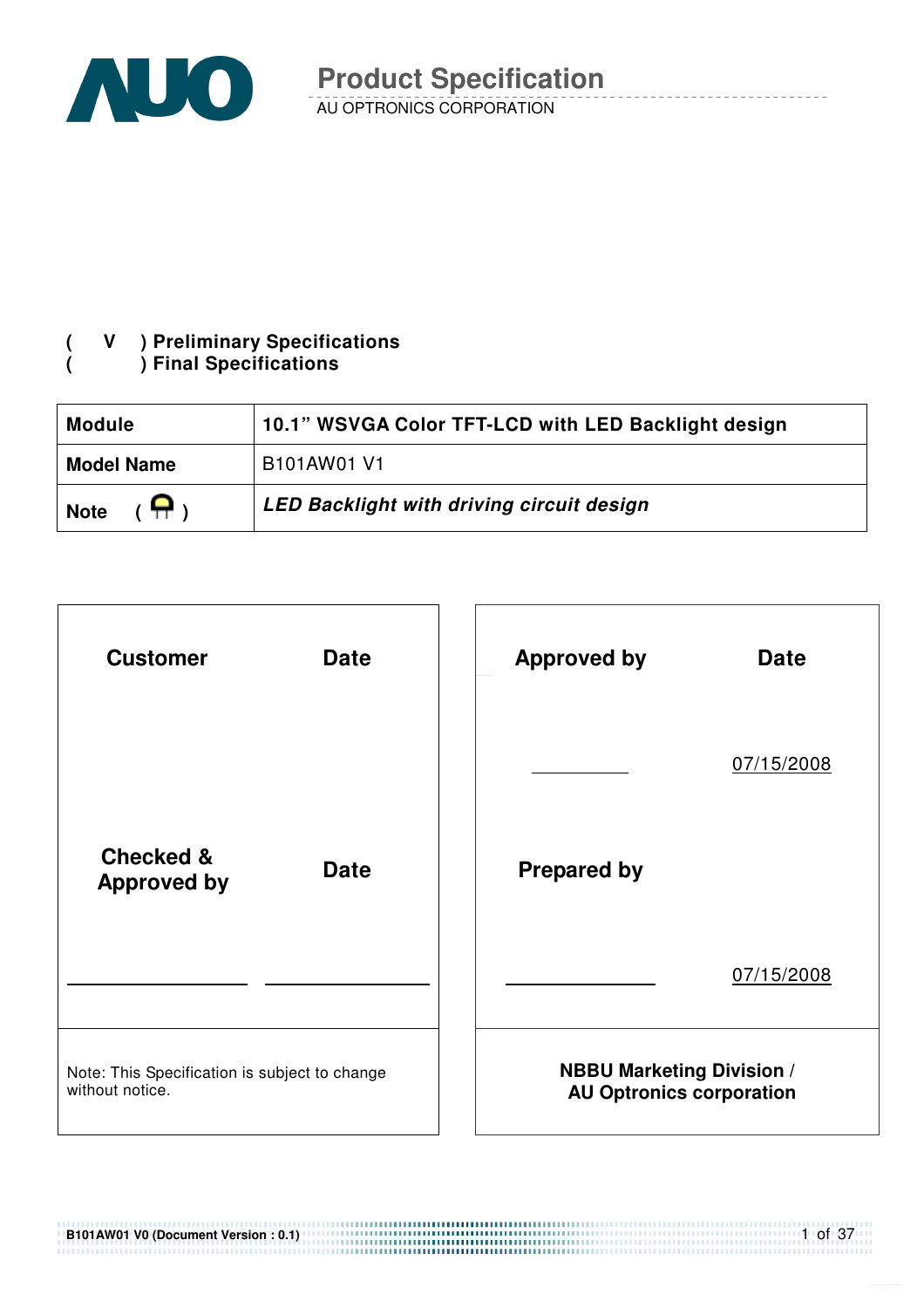# Product Specification

AU OPTRONICS CORPORATION

( V ) Preliminary Specifications
( ) Final Specifications

| Module | 10.1" WSVGA Color TFT-LCD with LED Backlight design |
|---|---|
| Model Name | B101AW01 V1 |
| Note ( ) | *LED Backlight with driving circuit design* |

| Customer | Date | Approved by | Date |
|---|---|---|---|
| | | ____________ | 07/15/2008 |
| Checked & Approved by | Date | Prepared by | |
| ____________ | ____________ | ____________ | 07/15/2008 |
| Note: This Specification is subject to change without notice. | | NBBU Marketing Division / AU Optronics corporation | |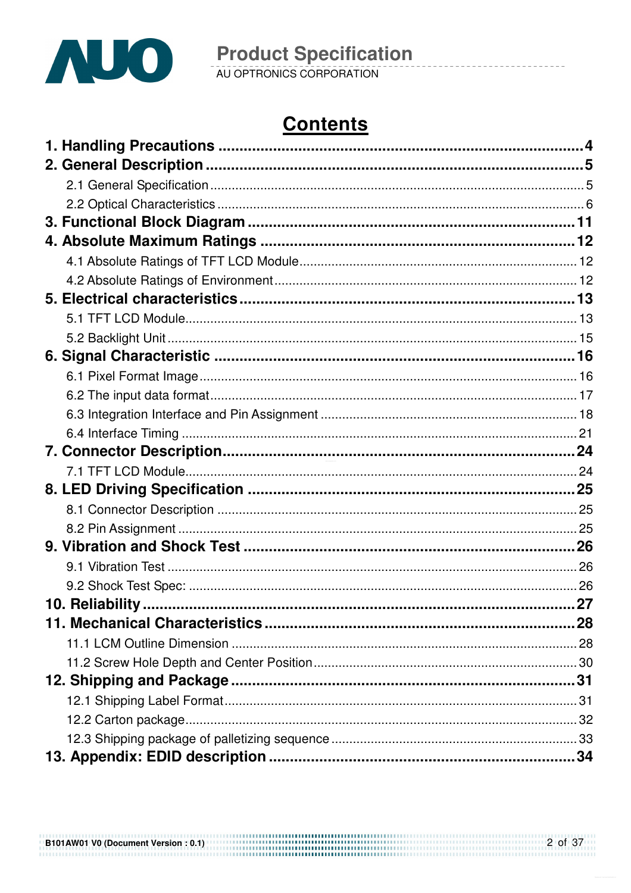# Contents

**1. Handling Precautions** .......... **4**

**2. General Description** .......... **5**

- 2.1 General Specification .......... 5
- 2.2 Optical Characteristics .......... 6

**3. Functional Block Diagram** .......... **11**

**4. Absolute Maximum Ratings** .......... **12**

- 4.1 Absolute Ratings of TFT LCD Module .......... 12
- 4.2 Absolute Ratings of Environment .......... 12

**5. Electrical characteristics** .......... **13**

- 5.1 TFT LCD Module .......... 13
- 5.2 Backlight Unit .......... 15

**6. Signal Characteristic** .......... **16**

- 6.1 Pixel Format Image .......... 16
- 6.2 The input data format .......... 17
- 6.3 Integration Interface and Pin Assignment .......... 18
- 6.4 Interface Timing .......... 21

**7. Connector Description** .......... **24**

- 7.1 TFT LCD Module .......... 24

**8. LED Driving Specification** .......... **25**

- 8.1 Connector Description .......... 25
- 8.2 Pin Assignment .......... 25

**9. Vibration and Shock Test** .......... **26**

- 9.1 Vibration Test .......... 26
- 9.2 Shock Test Spec: .......... 26

**10. Reliability** .......... **27**

**11. Mechanical Characteristics** .......... **28**

- 11.1 LCM Outline Dimension .......... 28
- 11.2 Screw Hole Depth and Center Position .......... 30

**12. Shipping and Package** .......... **31**

- 12.1 Shipping Label Format .......... 31
- 12.2 Carton package .......... 32
- 12.3 Shipping package of palletizing sequence .......... 33

**13. Appendix: EDID description** .......... **34**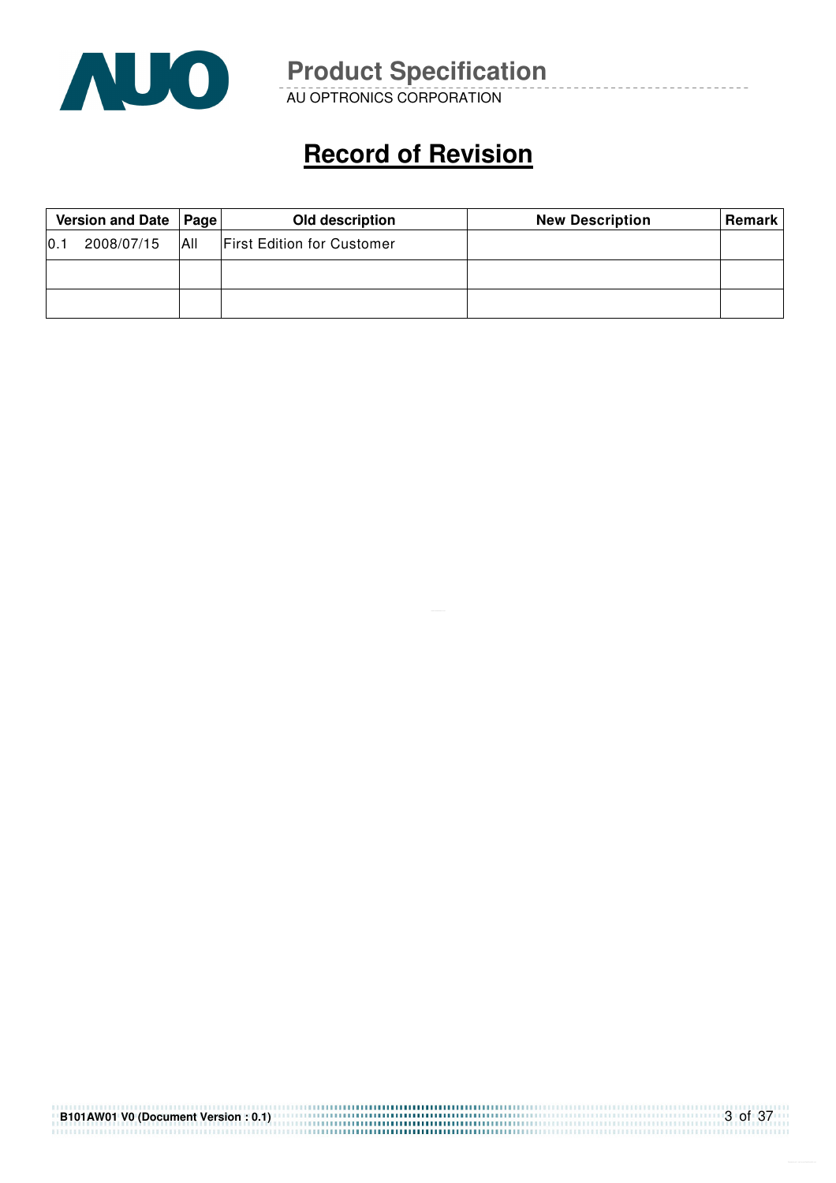# Record of Revision

| Version and Date | Page | Old description | New Description | Remark |
|---|---|---|---|---|
| 0.1 2008/07/15 | All | First Edition for Customer | | |
| | | | | |
| | | | | |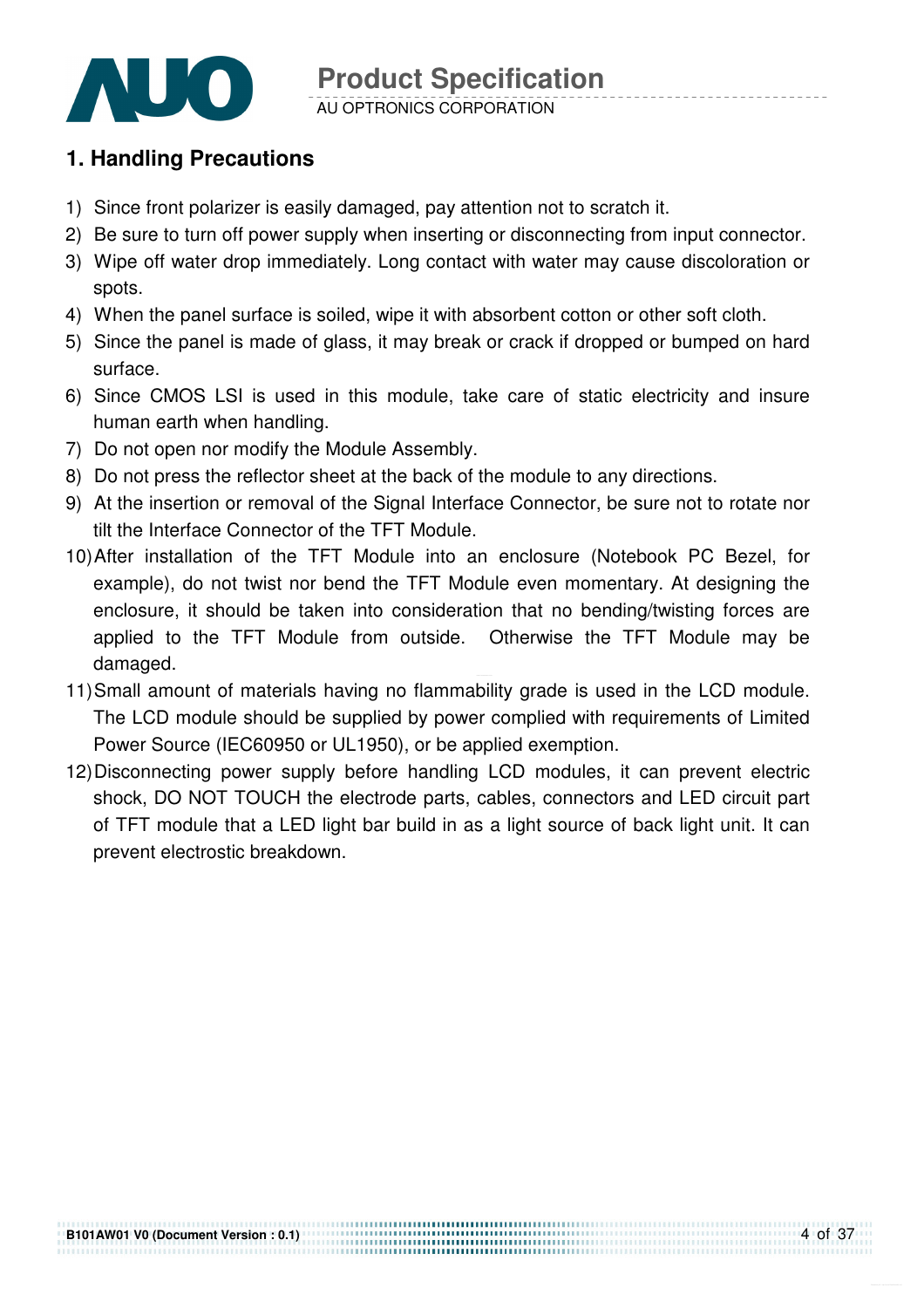## 1. Handling Precautions

1) Since front polarizer is easily damaged, pay attention not to scratch it.
2) Be sure to turn off power supply when inserting or disconnecting from input connector.
3) Wipe off water drop immediately. Long contact with water may cause discoloration or spots.
4) When the panel surface is soiled, wipe it with absorbent cotton or other soft cloth.
5) Since the panel is made of glass, it may break or crack if dropped or bumped on hard surface.
6) Since CMOS LSI is used in this module, take care of static electricity and insure human earth when handling.
7) Do not open nor modify the Module Assembly.
8) Do not press the reflector sheet at the back of the module to any directions.
9) At the insertion or removal of the Signal Interface Connector, be sure not to rotate nor tilt the Interface Connector of the TFT Module.
10) After installation of the TFT Module into an enclosure (Notebook PC Bezel, for example), do not twist nor bend the TFT Module even momentary. At designing the enclosure, it should be taken into consideration that no bending/twisting forces are applied to the TFT Module from outside. Otherwise the TFT Module may be damaged.
11) Small amount of materials having no flammability grade is used in the LCD module. The LCD module should be supplied by power complied with requirements of Limited Power Source (IEC60950 or UL1950), or be applied exemption.
12) Disconnecting power supply before handling LCD modules, it can prevent electric shock, DO NOT TOUCH the electrode parts, cables, connectors and LED circuit part of TFT module that a LED light bar build in as a light source of back light unit. It can prevent electrostic breakdown.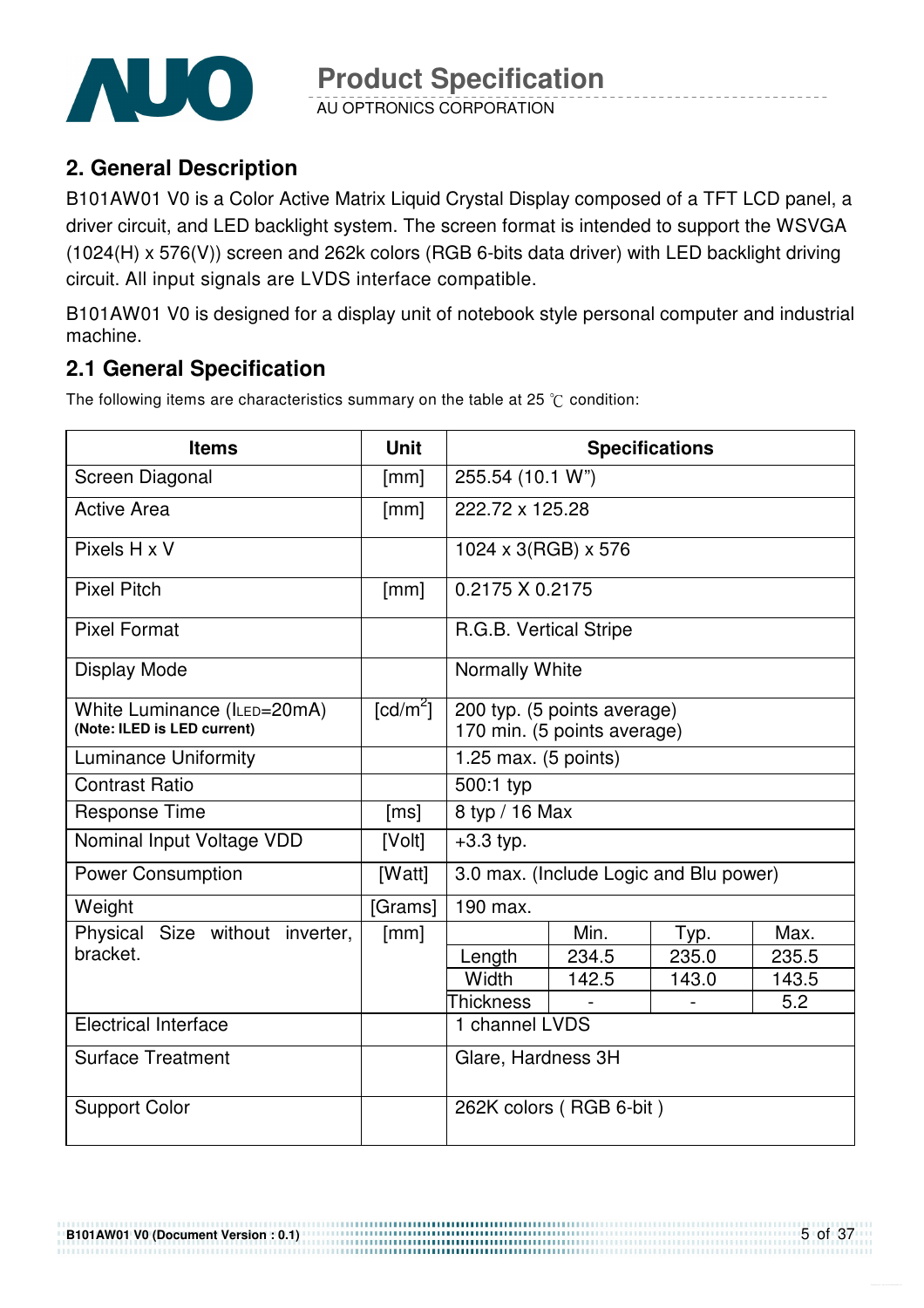## 2. General Description

B101AW01 V0 is a Color Active Matrix Liquid Crystal Display composed of a TFT LCD panel, a driver circuit, and LED backlight system. The screen format is intended to support the WSVGA (1024(H) x 576(V)) screen and 262k colors (RGB 6-bits data driver) with LED backlight driving circuit. All input signals are LVDS interface compatible.

B101AW01 V0 is designed for a display unit of notebook style personal computer and industrial machine.

## 2.1 General Specification

The following items are characteristics summary on the table at 25 ℃ condition:

| Items | Unit | Specifications | | | |
|---|---|---|---|---|---|
| Screen Diagonal | [mm] | 255.54 (10.1 W") | | | |
| Active Area | [mm] | 222.72 x 125.28 | | | |
| Pixels H x V | | 1024 x 3(RGB) x 576 | | | |
| Pixel Pitch | [mm] | 0.2175 X 0.2175 | | | |
| Pixel Format | | R.G.B. Vertical Stripe | | | |
| Display Mode | | Normally White | | | |
| White Luminance ($I_{LED}$=20mA) **(Note: ILED is LED current)** | [cd/m$^2$] | 200 typ. (5 points average) 170 min. (5 points average) | | | |
| Luminance Uniformity | | 1.25 max. (5 points) | | | |
| Contrast Ratio | | 500:1 typ | | | |
| Response Time | [ms] | 8 typ / 16 Max | | | |
| Nominal Input Voltage VDD | [Volt] | +3.3 typ. | | | |
| Power Consumption | [Watt] | 3.0 max. (Include Logic and Blu power) | | | |
| Weight | [Grams] | 190 max. | | | |
| Physical Size without inverter, bracket. | [mm] | | Min. | Typ. | Max. |
| | | Length | 234.5 | 235.0 | 235.5 |
| | | Width | 142.5 | 143.0 | 143.5 |
| | | Thickness | - | - | 5.2 |
| Electrical Interface | | 1 channel LVDS | | | |
| Surface Treatment | | Glare, Hardness 3H | | | |
| Support Color | | 262K colors ( RGB 6-bit ) | | | |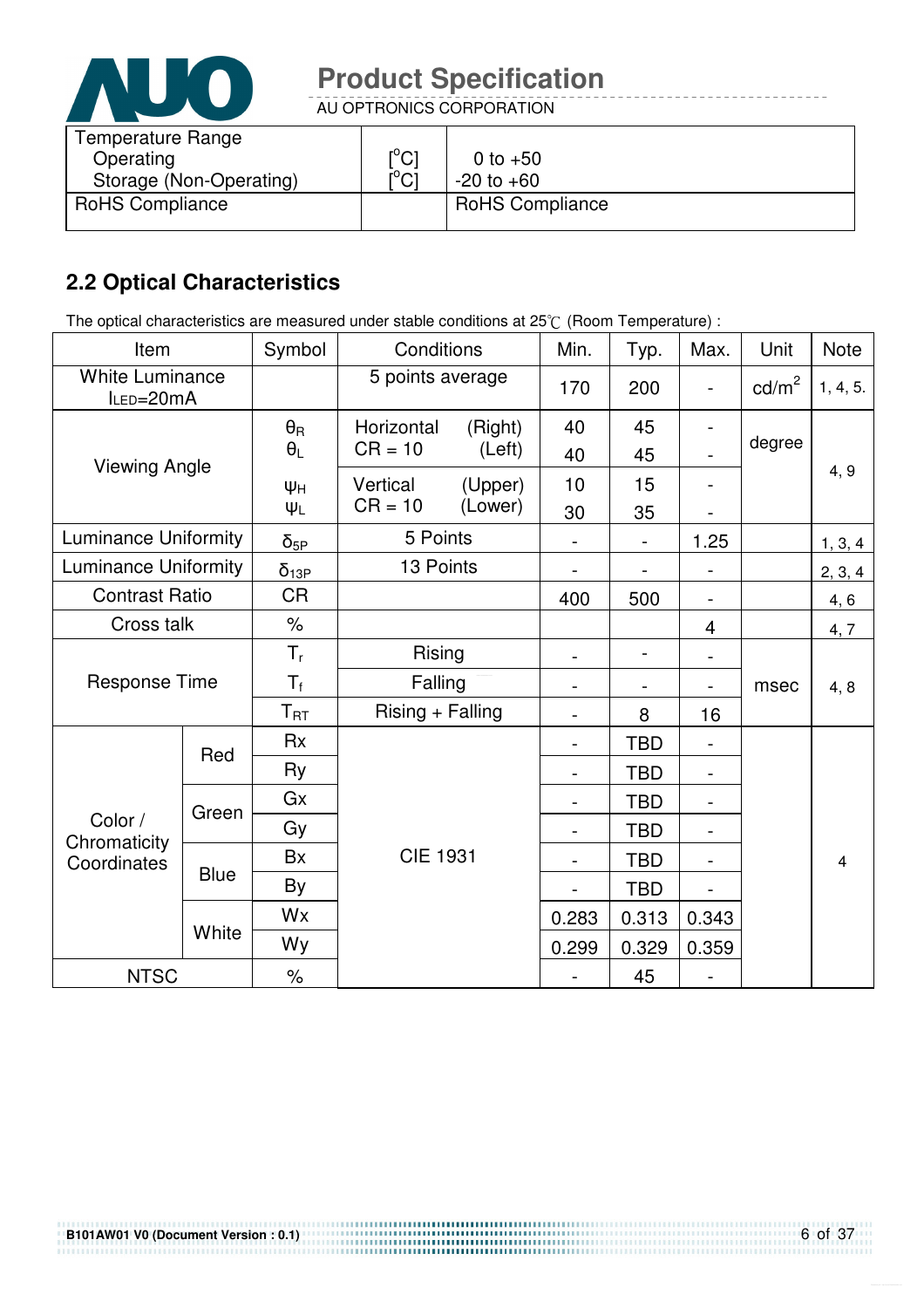| Temperature Range | | |
|---|---|---|
| Operating | [°C] | 0 to +50 |
| Storage (Non-Operating) | [°C] | -20 to +60 |
| RoHS Compliance | | RoHS Compliance |

## 2.2 Optical Characteristics

The optical characteristics are measured under stable conditions at 25℃ (Room Temperature) :

| Item | | Symbol | Conditions | Min. | Typ. | Max. | Unit | Note |
|---|---|---|---|---|---|---|---|---|
| White Luminance $I_{LED}$=20mA | | | 5 points average | 170 | 200 | - | cd/m² | 1, 4, 5. |
| Viewing Angle | | $\theta_R$ | Horizontal (Right) CR = 10 | 40 | 45 | - | degree | 4, 9 |
| | | $\theta_L$ | Horizontal (Left) CR = 10 | 40 | 45 | - | | |
| | | $\psi_H$ | Vertical (Upper) CR = 10 | 10 | 15 | - | | |
| | | $\psi_L$ | Vertical (Lower) CR = 10 | 30 | 35 | - | | |
| Luminance Uniformity | | $\delta_{5P}$ | 5 Points | - | - | 1.25 | | 1, 3, 4 |
| Luminance Uniformity | | $\delta_{13P}$ | 13 Points | - | - | - | | 2, 3, 4 |
| Contrast Ratio | | CR | | 400 | 500 | - | | 4, 6 |
| Cross talk | | % | | | | 4 | | 4, 7 |
| Response Time | | $T_r$ | Rising | - | - | - | msec | 4, 8 |
| | | $T_f$ | Falling | - | - | - | | |
| | | $T_{RT}$ | Rising + Falling | - | 8 | 16 | | |
| Color / Chromaticity Coordinates | Red | Rx | CIE 1931 | - | TBD | - | | 4 |
| | | Ry | | - | TBD | - | | |
| | Green | Gx | | - | TBD | - | | |
| | | Gy | | - | TBD | - | | |
| | Blue | Bx | | - | TBD | - | | |
| | | By | | - | TBD | - | | |
| | White | Wx | | 0.283 | 0.313 | 0.343 | | |
| | | Wy | | 0.299 | 0.329 | 0.359 | | |
| NTSC | | % | | - | 45 | - | | |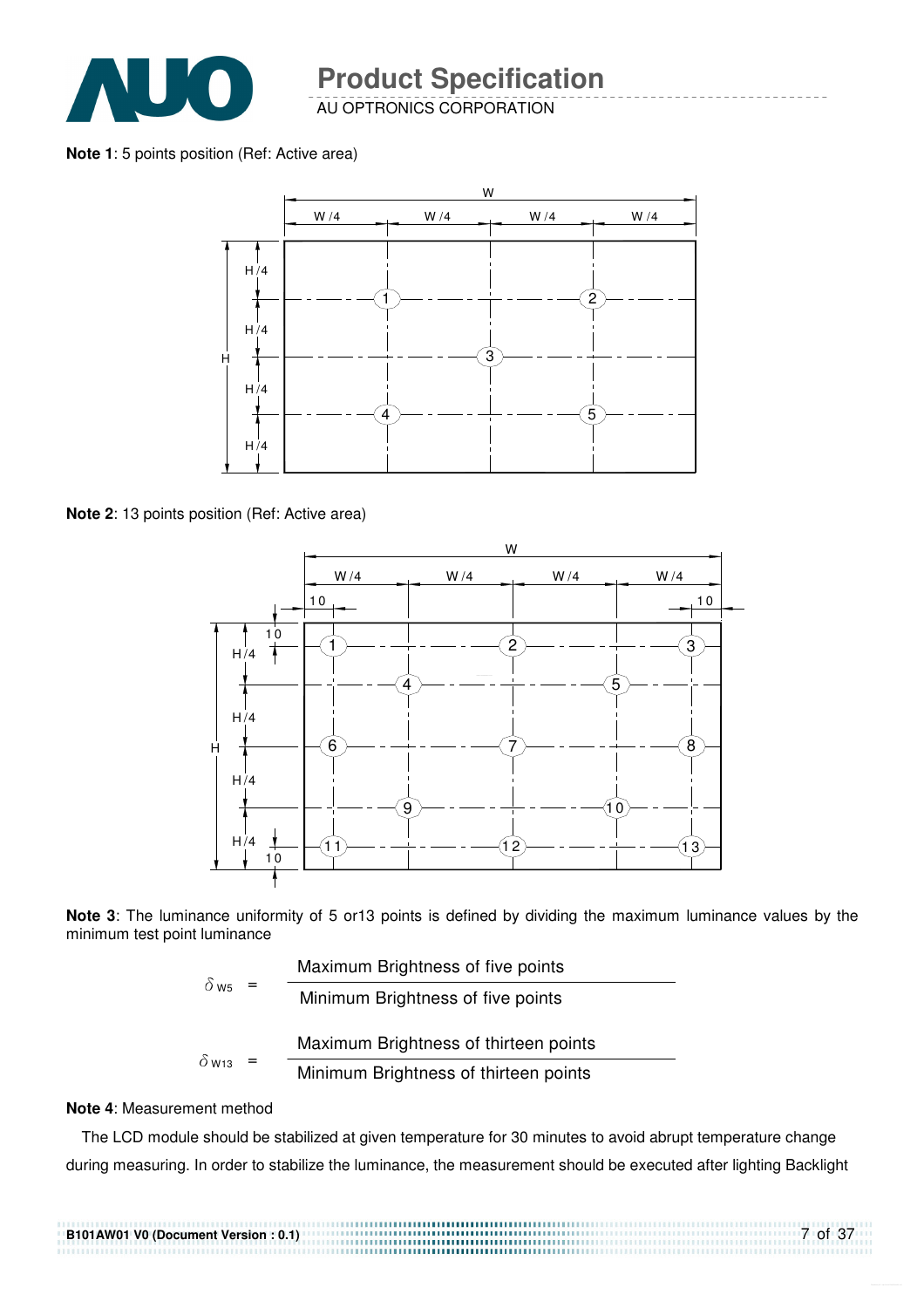**Note 1**: 5 points position (Ref: Active area)

**Note 2**: 13 points position (Ref: Active area)

**Note 3**: The luminance uniformity of 5 or13 points is defined by dividing the maximum luminance values by the minimum test point luminance

$$\delta_{W5} = \frac{\text{Maximum Brightness of five points}}{\text{Minimum Brightness of five points}}$$

$$\delta_{W13} = \frac{\text{Maximum Brightness of thirteen points}}{\text{Minimum Brightness of thirteen points}}$$

**Note 4**: Measurement method

The LCD module should be stabilized at given temperature for 30 minutes to avoid abrupt temperature change during measuring. In order to stabilize the luminance, the measurement should be executed after lighting Backlight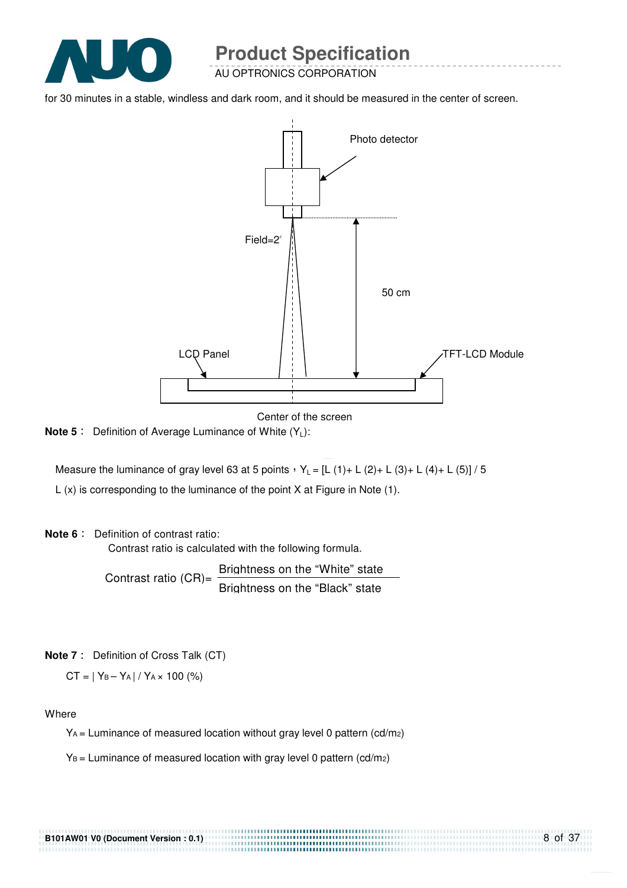for 30 minutes in a stable, windless and dark room, and it should be measured in the center of screen.

Photo detector

Field=2°

50 cm

LCD Panel

TFT-LCD Module

Center of the screen

**Note 5**： Definition of Average Luminance of White ($Y_L$):

Measure the luminance of gray level 63 at 5 points，$Y_L$ = [L (1)+ L (2)+ L (3)+ L (4)+ L (5)] / 5

L (x) is corresponding to the luminance of the point X at Figure in Note (1).

**Note 6**： Definition of contrast ratio:

Contrast ratio is calculated with the following formula.

$$\text{Contrast ratio (CR)} = \frac{\text{Brightness on the "White" state}}{\text{Brightness on the "Black" state}}$$

**Note 7**： Definition of Cross Talk (CT)

$CT = | Y_B - Y_A | / Y_A \times 100$ (%)

Where

$Y_A$ = Luminance of measured location without gray level 0 pattern (cd/m2)

$Y_B$ = Luminance of measured location with gray level 0 pattern (cd/m2)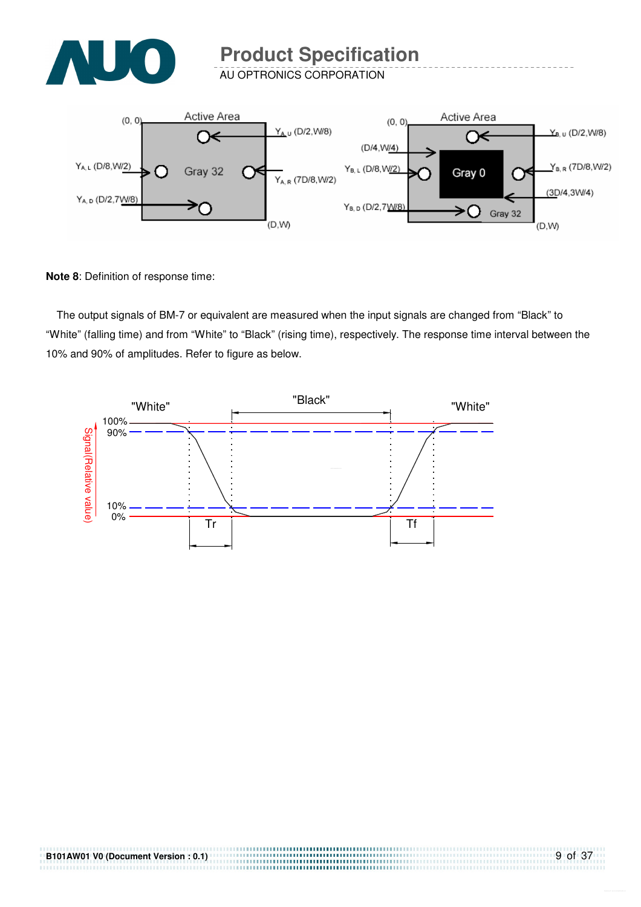**Note 8**: Definition of response time:

The output signals of BM-7 or equivalent are measured when the input signals are changed from “Black” to “White” (falling time) and from “White” to “Black” (rising time), respectively. The response time interval between the 10% and 90% of amplitudes. Refer to figure as below.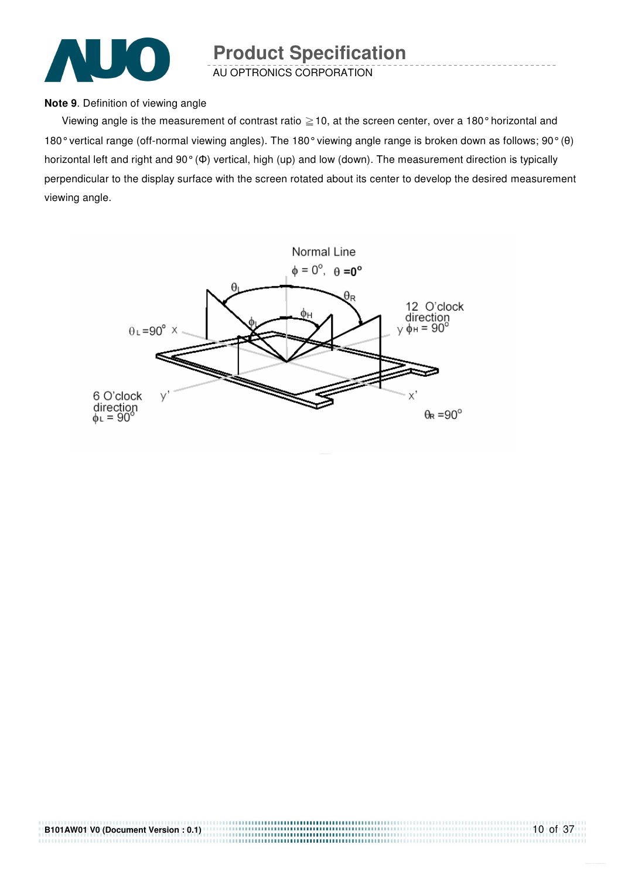**Note 9**. Definition of viewing angle

Viewing angle is the measurement of contrast ratio ≧10, at the screen center, over a 180° horizontal and 180° vertical range (off-normal viewing angles). The 180° viewing angle range is broken down as follows; 90° (θ) horizontal left and right and 90° (Φ) vertical, high (up) and low (down). The measurement direction is typically perpendicular to the display surface with the screen rotated about its center to develop the desired measurement viewing angle.

Normal Line
$\phi = 0^\circ$, $\theta = 0^\circ$

$\theta_L$ $\theta_R$ $\phi_H$ $\phi_L$

$\theta_L = 90^\circ$ X

12 O'clock direction
y $\phi_H = 90^\circ$

6 O'clock direction
$\phi_L = 90^\circ$

y'

x'

$\theta_R = 90^\circ$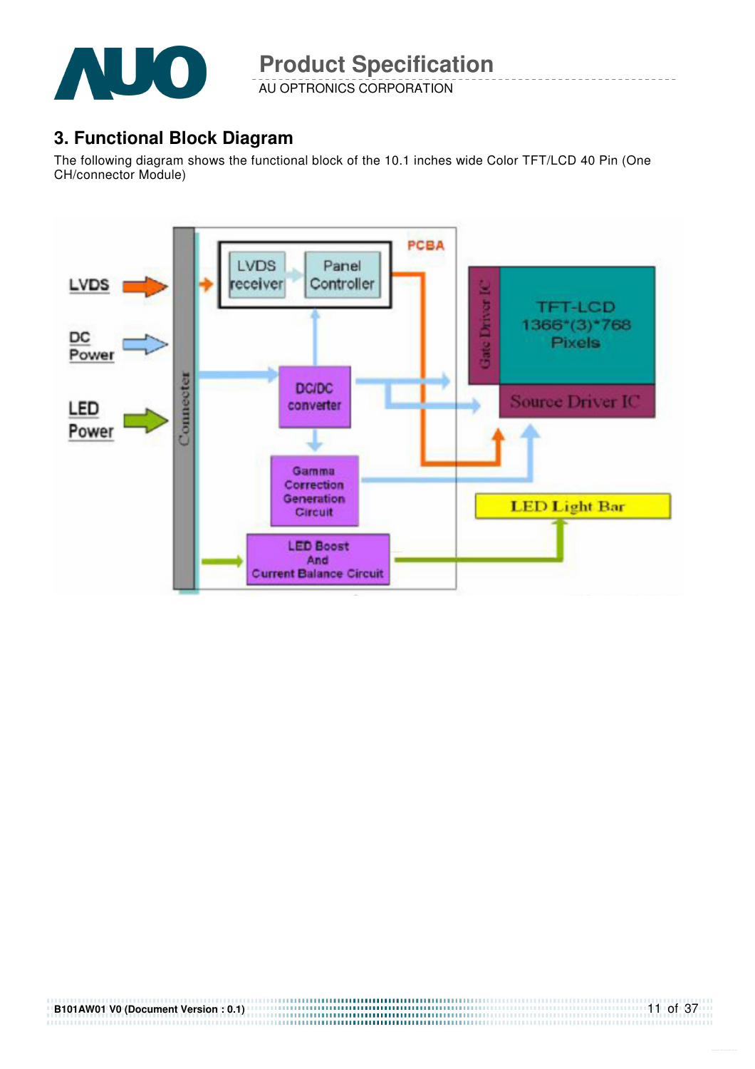## 3. Functional Block Diagram

The following diagram shows the functional block of the 10.1 inches wide Color TFT/LCD 40 Pin (One CH/connector Module)

LVDS

DC Power

LED Power

Connecter

PCBA

LVDS receiver

Panel Controller

DC/DC converter

Gamma Correction Generation Circuit

LED Boost And Current Balance Circuit

Gate Driver IC

TFT-LCD 1366*(3)*768 Pixels

Source Driver IC

LED Light Bar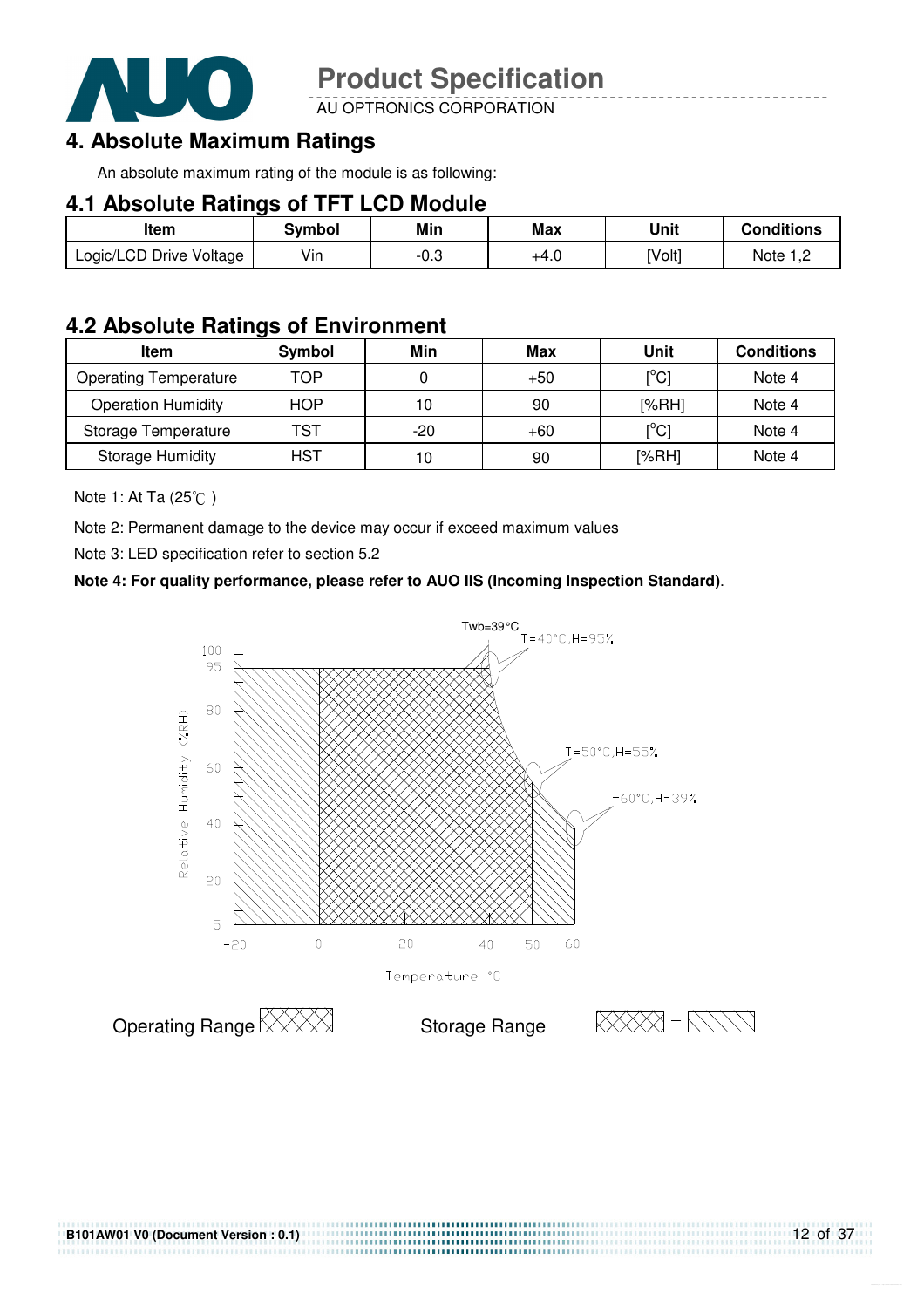# 4. Absolute Maximum Ratings

An absolute maximum rating of the module is as following:

## 4.1 Absolute Ratings of TFT LCD Module

| Item | Symbol | Min | Max | Unit | Conditions |
|---|---|---|---|---|---|
| Logic/LCD Drive Voltage | Vin | -0.3 | +4.0 | [Volt] | Note 1,2 |

## 4.2 Absolute Ratings of Environment

| Item | Symbol | Min | Max | Unit | Conditions |
|---|---|---|---|---|---|
| Operating Temperature | TOP | 0 | +50 | [$^{o}$C] | Note 4 |
| Operation Humidity | HOP | 10 | 90 | [%RH] | Note 4 |
| Storage Temperature | TST | -20 | +60 | [$^{o}$C] | Note 4 |
| Storage Humidity | HST | 10 | 90 | [%RH] | Note 4 |

Note 1: At Ta (25℃ )

Note 2: Permanent damage to the device may occur if exceed maximum values

Note 3: LED specification refer to section 5.2

**Note 4: For quality performance, please refer to AUO IIS (Incoming Inspection Standard)**.

Twb=39°C

T=40°C,H=95%

T=50°C,H=55%

T=60°C,H=39%

Relative Humidity (%RH)

Temperature °C

Operating Range

Storage Range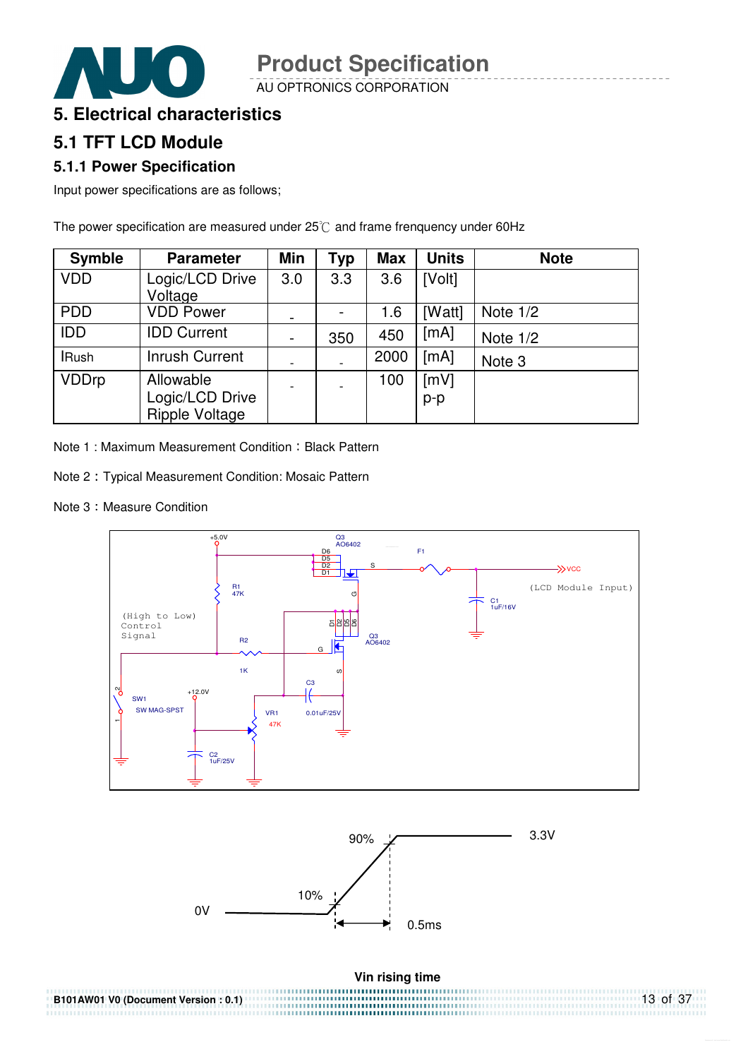## 5. Electrical characteristics

## 5.1 TFT LCD Module

### 5.1.1 Power Specification

Input power specifications are as follows;

The power specification are measured under 25℃ and frame frenquency under 60Hz

| Symble | Parameter | Min | Typ | Max | Units | Note |
|---|---|---|---|---|---|---|
| VDD | Logic/LCD Drive Voltage | 3.0 | 3.3 | 3.6 | [Volt] | |
| PDD | VDD Power | - | - | 1.6 | [Watt] | Note 1/2 |
| IDD | IDD Current | - | 350 | 450 | [mA] | Note 1/2 |
| IRush | Inrush Current | - | - | 2000 | [mA] | Note 3 |
| VDDrp | Allowable Logic/LCD Drive Ripple Voltage | - | - | 100 | [mV] p-p | |

Note 1 : Maximum Measurement Condition：Black Pattern

Note 2：Typical Measurement Condition: Mosaic Pattern

Note 3：Measure Condition

Vin rising time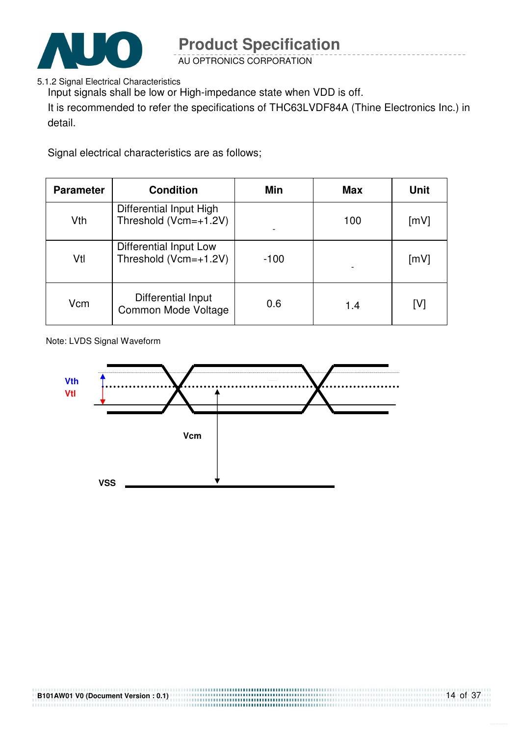5.1.2 Signal Electrical Characteristics

Input signals shall be low or High-impedance state when VDD is off.

It is recommended to refer the specifications of THC63LVDF84A (Thine Electronics Inc.) in detail.

Signal electrical characteristics are as follows;

| Parameter | Condition | Min | Max | Unit |
|---|---|---|---|---|
| Vth | Differential Input High Threshold (Vcm=+1.2V) | - | 100 | [mV] |
| Vtl | Differential Input Low Threshold (Vcm=+1.2V) | -100 | - | [mV] |
| Vcm | Differential Input Common Mode Voltage | 0.6 | 1.4 | [V] |

Note: LVDS Signal Waveform

Vth

Vtl

Vcm

VSS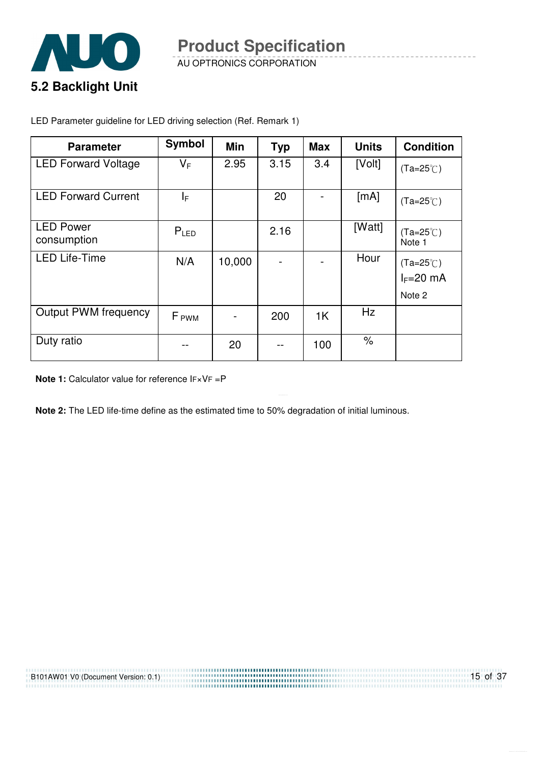## 5.2 Backlight Unit

LED Parameter guideline for LED driving selection (Ref. Remark 1)

| Parameter | Symbol | Min | Typ | Max | Units | Condition |
|---|---|---|---|---|---|---|
| LED Forward Voltage | $V_F$ | 2.95 | 3.15 | 3.4 | [Volt] | (Ta=25℃) |
| LED Forward Current | $I_F$ | | 20 | - | [mA] | (Ta=25℃) |
| LED Power consumption | $P_{LED}$ | | 2.16 | | [Watt] | (Ta=25℃) Note 1 |
| LED Life-Time | N/A | 10,000 | - | - | Hour | (Ta=25℃) $I_F$=20 mA Note 2 |
| Output PWM frequency | $F_{PWM}$ | - | 200 | 1K | Hz | |
| Duty ratio | -- | 20 | -- | 100 | % | |

**Note 1:** Calculator value for reference $I_F \times V_F = P$

**Note 2:** The LED life-time define as the estimated time to 50% degradation of initial luminous.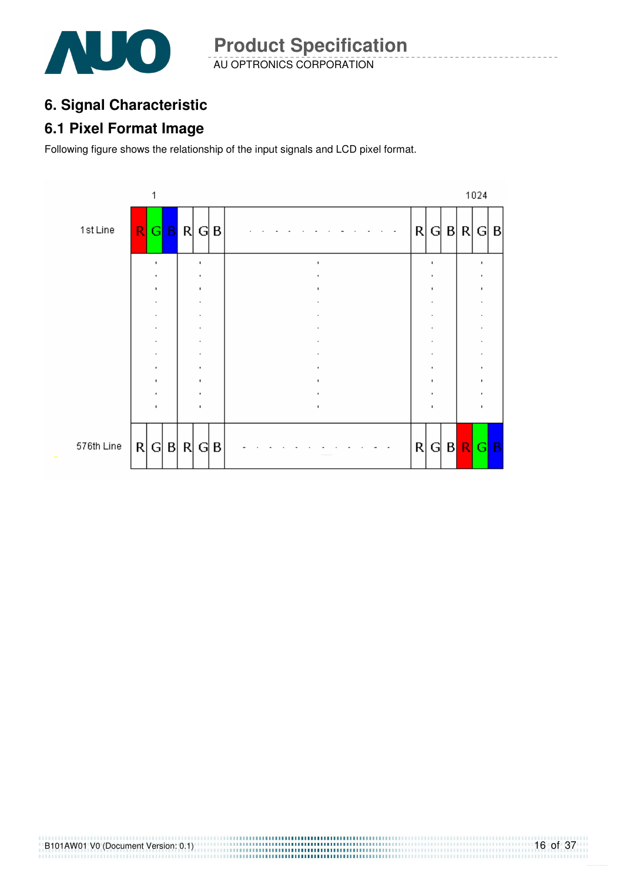# 6. Signal Characteristic

## 6.1 Pixel Format Image

Following figure shows the relationship of the input signals and LCD pixel format.

| | 1 | | | | | | | | | | | | 1024 | | |
|---|---|---|---|---|---|---|---|---|---|---|---|---|---|---|---|
| 1st Line | R | G | B | R | G | B | . . . . . . . . . . . . | R | G | B | R | G | B |
| | . | | | . | | | . | . | | | . | | |
| 576th Line | R | G | B | R | G | B | - - - - - - - - - - - - | R | G | B | R | G | B |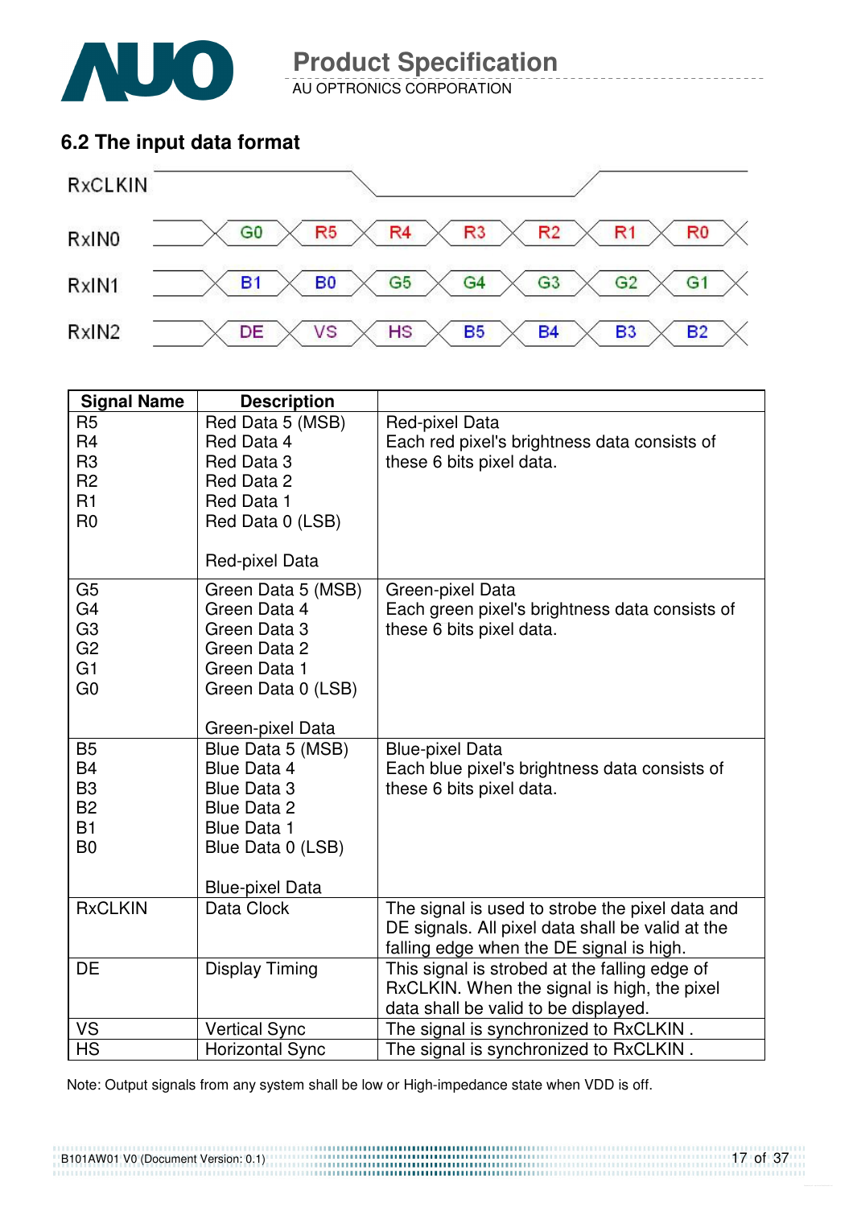## 6.2 The input data format

| Signal | | | | | | | |
|---|---|---|---|---|---|---|---|
| RxIN0 | G0 | R5 | R4 | R3 | R2 | R1 | R0 |
| RxIN1 | B1 | B0 | G5 | G4 | G3 | G2 | G1 |
| RxIN2 | DE | VS | HS | B5 | B4 | B3 | B2 |

| Signal Name | Description | |
|---|---|---|
| R5<br>R4<br>R3<br>R2<br>R1<br>R0 | Red Data 5 (MSB)<br>Red Data 4<br>Red Data 3<br>Red Data 2<br>Red Data 1<br>Red Data 0 (LSB)<br><br>Red-pixel Data | Red-pixel Data<br>Each red pixel's brightness data consists of these 6 bits pixel data. |
| G5<br>G4<br>G3<br>G2<br>G1<br>G0 | Green Data 5 (MSB)<br>Green Data 4<br>Green Data 3<br>Green Data 2<br>Green Data 1<br>Green Data 0 (LSB)<br><br>Green-pixel Data | Green-pixel Data<br>Each green pixel's brightness data consists of these 6 bits pixel data. |
| B5<br>B4<br>B3<br>B2<br>B1<br>B0 | Blue Data 5 (MSB)<br>Blue Data 4<br>Blue Data 3<br>Blue Data 2<br>Blue Data 1<br>Blue Data 0 (LSB)<br><br>Blue-pixel Data | Blue-pixel Data<br>Each blue pixel's brightness data consists of these 6 bits pixel data. |
| RxCLKIN | Data Clock | The signal is used to strobe the pixel data and DE signals. All pixel data shall be valid at the falling edge when the DE signal is high. |
| DE | Display Timing | This signal is strobed at the falling edge of RxCLKIN. When the signal is high, the pixel data shall be valid to be displayed. |
| VS | Vertical Sync | The signal is synchronized to RxCLKIN . |
| HS | Horizontal Sync | The signal is synchronized to RxCLKIN . |

Note: Output signals from any system shall be low or High-impedance state when VDD is off.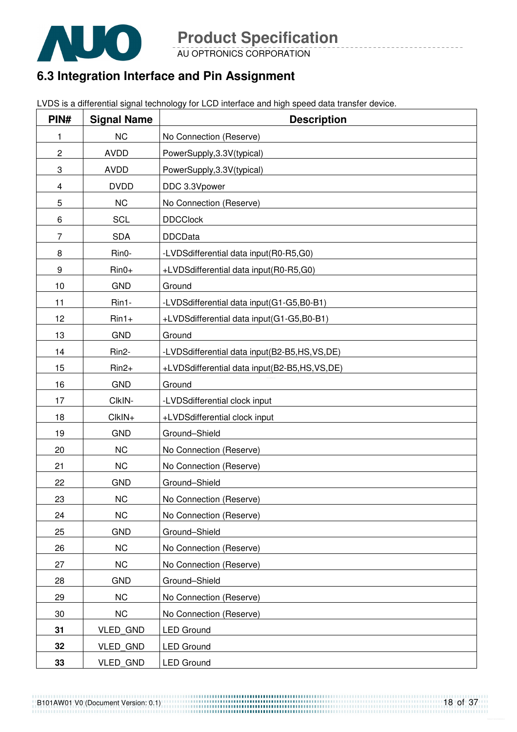## 6.3 Integration Interface and Pin Assignment

LVDS is a differential signal technology for LCD interface and high speed data transfer device.

| PIN# | Signal Name | Description |
|---|---|---|
| 1 | NC | No Connection (Reserve) |
| 2 | AVDD | PowerSupply,3.3V(typical) |
| 3 | AVDD | PowerSupply,3.3V(typical) |
| 4 | DVDD | DDC 3.3Vpower |
| 5 | NC | No Connection (Reserve) |
| 6 | SCL | DDCClock |
| 7 | SDA | DDCData |
| 8 | Rin0- | -LVDSdifferential data input(R0-R5,G0) |
| 9 | Rin0+ | +LVDSdifferential data input(R0-R5,G0) |
| 10 | GND | Ground |
| 11 | Rin1- | -LVDSdifferential data input(G1-G5,B0-B1) |
| 12 | Rin1+ | +LVDSdifferential data input(G1-G5,B0-B1) |
| 13 | GND | Ground |
| 14 | Rin2- | -LVDSdifferential data input(B2-B5,HS,VS,DE) |
| 15 | Rin2+ | +LVDSdifferential data input(B2-B5,HS,VS,DE) |
| 16 | GND | Ground |
| 17 | ClkIN- | -LVDSdifferential clock input |
| 18 | ClkIN+ | +LVDSdifferential clock input |
| 19 | GND | Ground–Shield |
| 20 | NC | No Connection (Reserve) |
| 21 | NC | No Connection (Reserve) |
| 22 | GND | Ground–Shield |
| 23 | NC | No Connection (Reserve) |
| 24 | NC | No Connection (Reserve) |
| 25 | GND | Ground–Shield |
| 26 | NC | No Connection (Reserve) |
| 27 | NC | No Connection (Reserve) |
| 28 | GND | Ground–Shield |
| 29 | NC | No Connection (Reserve) |
| 30 | NC | No Connection (Reserve) |
| **31** | VLED_GND | LED Ground |
| **32** | VLED_GND | LED Ground |
| **33** | VLED_GND | LED Ground |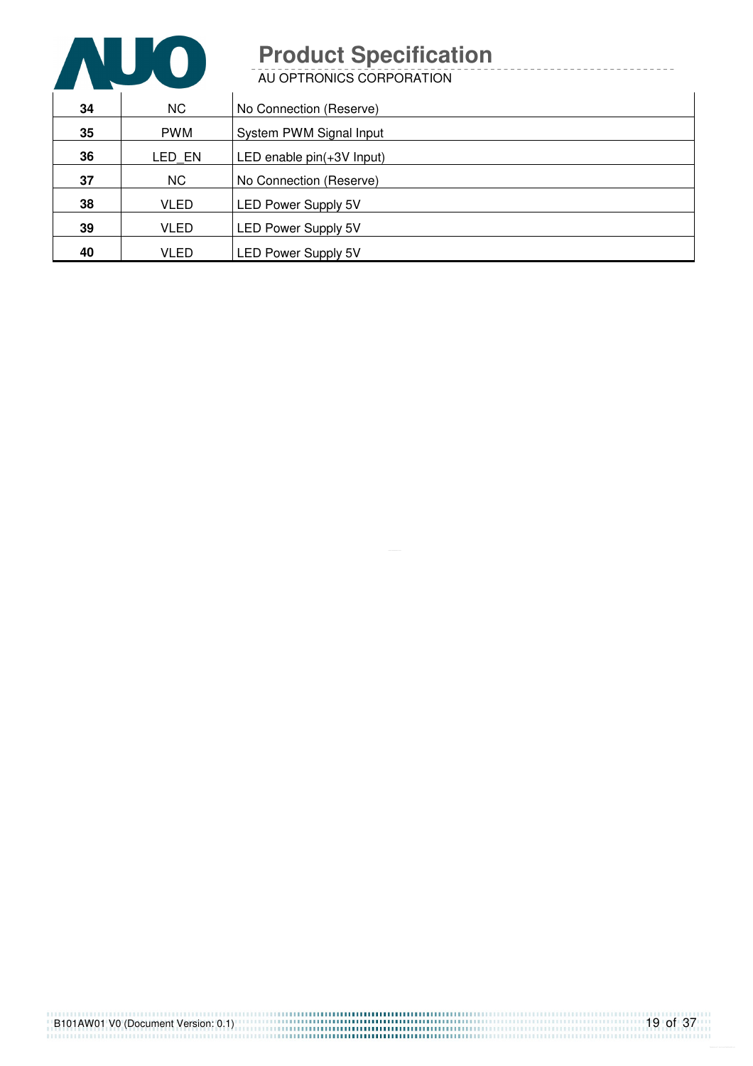| | | |
|---|---|---|
| **34** | NC | No Connection (Reserve) |
| **35** | PWM | System PWM Signal Input |
| **36** | LED_EN | LED enable pin(+3V Input) |
| **37** | NC | No Connection (Reserve) |
| **38** | VLED | LED Power Supply 5V |
| **39** | VLED | LED Power Supply 5V |
| **40** | VLED | LED Power Supply 5V |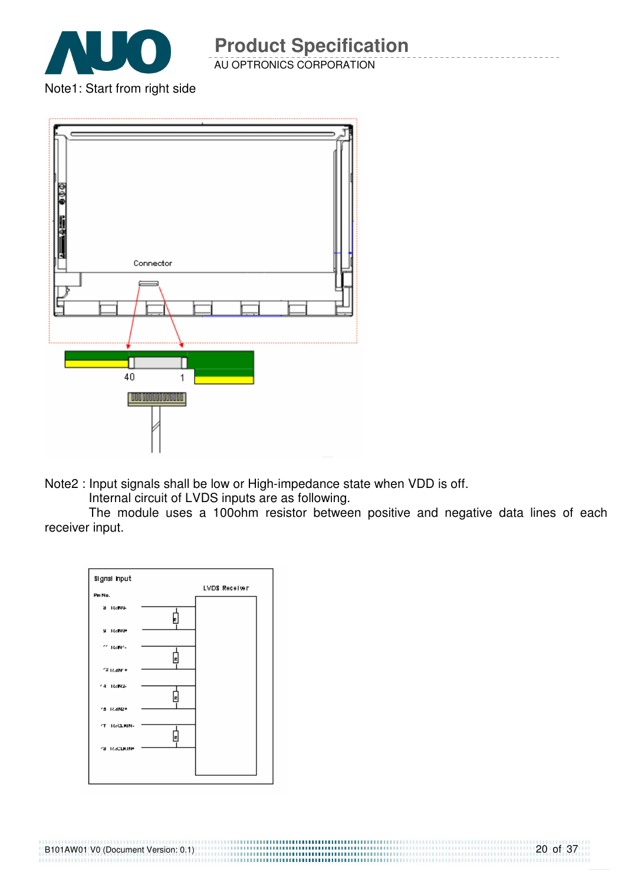Note1: Start from right side

Note2 : Input signals shall be low or High-impedance state when VDD is off.

Internal circuit of LVDS inputs are as following.

The module uses a 100ohm resistor between positive and negative data lines of each receiver input.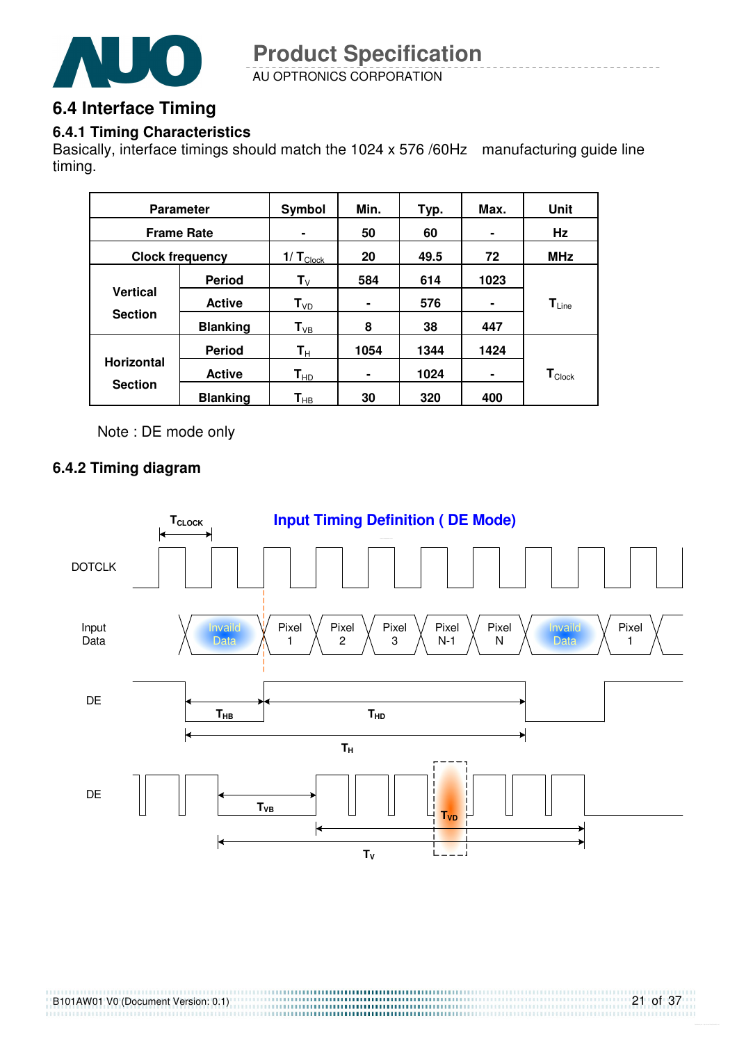## 6.4 Interface Timing

### 6.4.1 Timing Characteristics

Basically, interface timings should match the 1024 x 576 /60Hz manufacturing guide line timing.

| Parameter | | Symbol | Min. | Typ. | Max. | Unit |
|---|---|---|---|---|---|---|
| Frame Rate | | - | 50 | 60 | - | Hz |
| Clock frequency | | $1/T_{Clock}$ | 20 | 49.5 | 72 | MHz |
| Vertical Section | Period | $T_V$ | 584 | 614 | 1023 | $T_{Line}$ |
| | Active | $T_{VD}$ | - | 576 | - | |
| | Blanking | $T_{VB}$ | 8 | 38 | 447 | |
| Horizontal Section | Period | $T_H$ | 1054 | 1344 | 1424 | $T_{Clock}$ |
| | Active | $T_{HD}$ | - | 1024 | - | |
| | Blanking | $T_{HB}$ | 30 | 320 | 400 | |

Note : DE mode only

### 6.4.2 Timing diagram

**Input Timing Definition ( DE Mode)**

$T_{CLOCK}$

DOTCLK

Input Data: Invaild Data | Pixel 1 | Pixel 2 | Pixel 3 | Pixel N-1 | Pixel N | Invaild Data | Pixel 1

DE: $T_{HB}$, $T_{HD}$, $T_H$

DE: $T_{VB}$, $T_{VD}$, $T_V$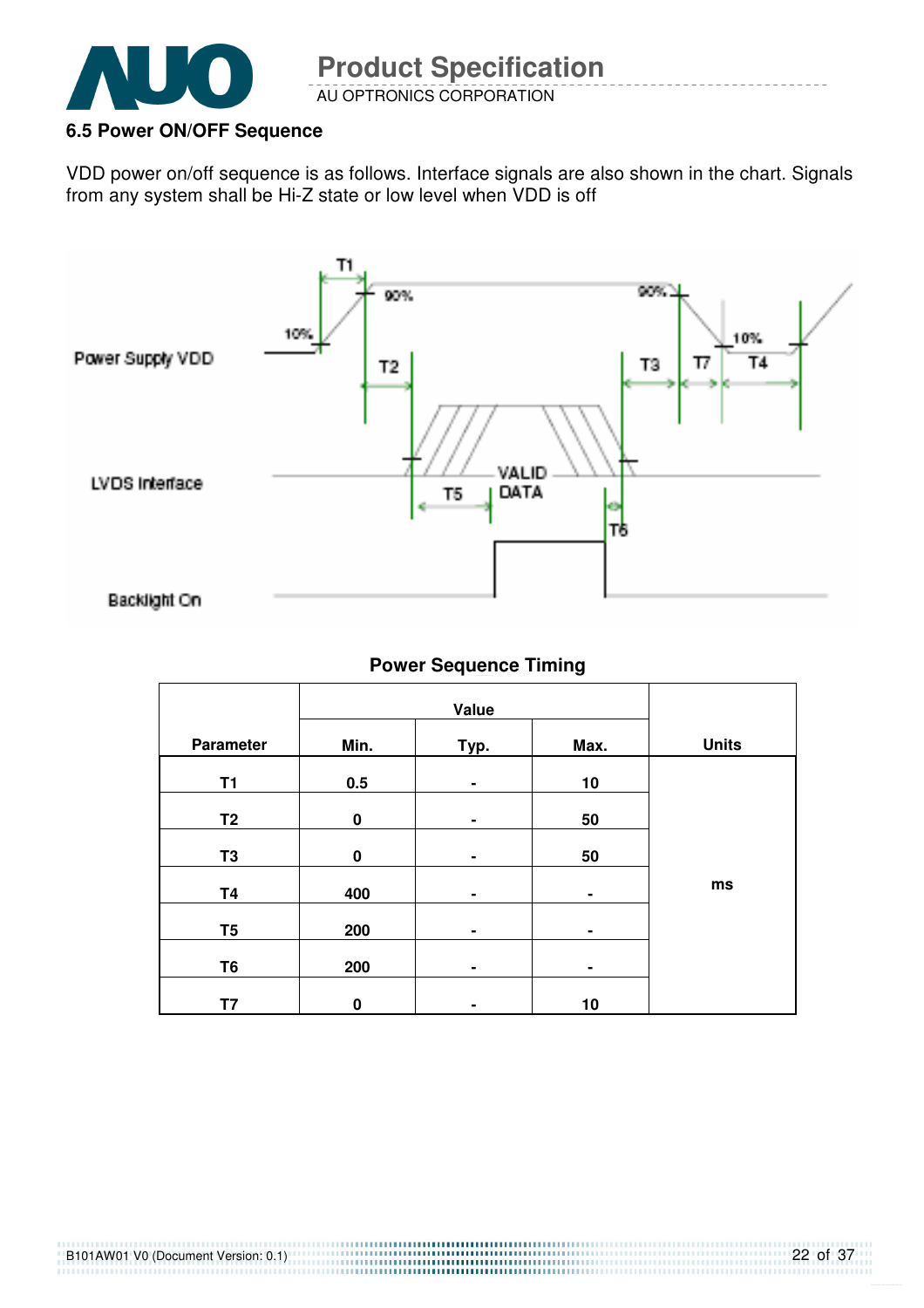### 6.5 Power ON/OFF Sequence

VDD power on/off sequence is as follows. Interface signals are also shown in the chart. Signals from any system shall be Hi-Z state or low level when VDD is off

**Power Sequence Timing**

| Parameter | Value | | | Units |
|---|---|---|---|---|
| | Min. | Typ. | Max. | |
| T1 | 0.5 | - | 10 | ms |
| T2 | 0 | - | 50 | |
| T3 | 0 | - | 50 | |
| T4 | 400 | - | - | |
| T5 | 200 | - | - | |
| T6 | 200 | - | - | |
| T7 | 0 | - | 10 | |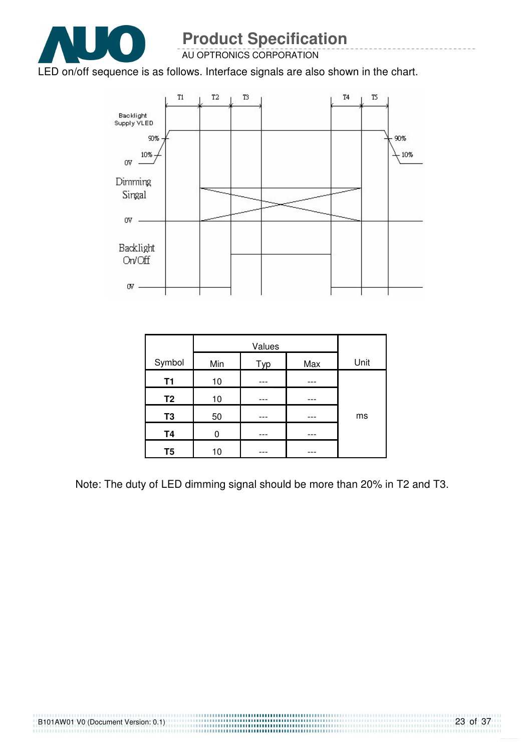LED on/off sequence is as follows. Interface signals are also shown in the chart.

| Symbol | Values | | | Unit |
|---|---|---|---|---|
| | Min | Typ | Max | |
| **T1** | 10 | --- | --- | ms |
| **T2** | 10 | --- | --- | |
| **T3** | 50 | --- | --- | |
| **T4** | 0 | --- | --- | |
| **T5** | 10 | --- | --- | |

Note: The duty of LED dimming signal should be more than 20% in T2 and T3.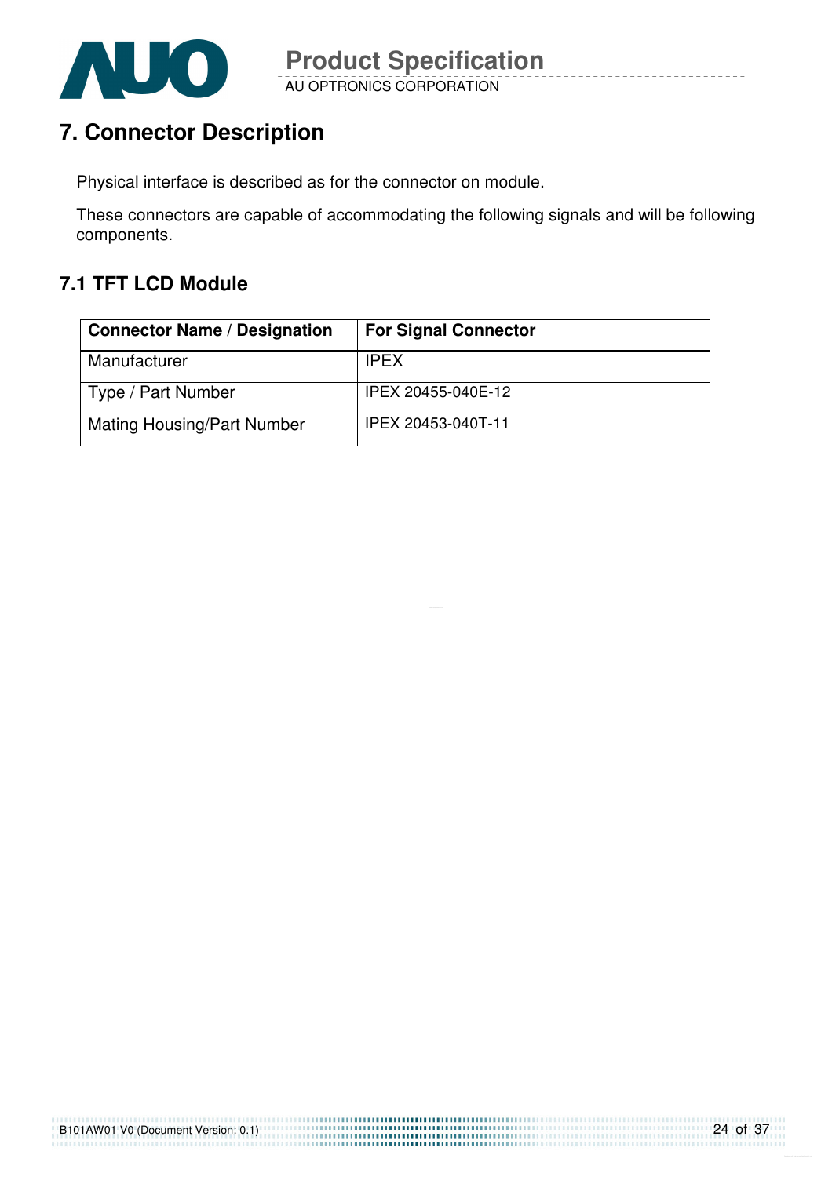# 7. Connector Description

Physical interface is described as for the connector on module.

These connectors are capable of accommodating the following signals and will be following components.

## 7.1 TFT LCD Module

| Connector Name / Designation | For Signal Connector |
|---|---|
| Manufacturer | IPEX |
| Type / Part Number | IPEX 20455-040E-12 |
| Mating Housing/Part Number | IPEX 20453-040T-11 |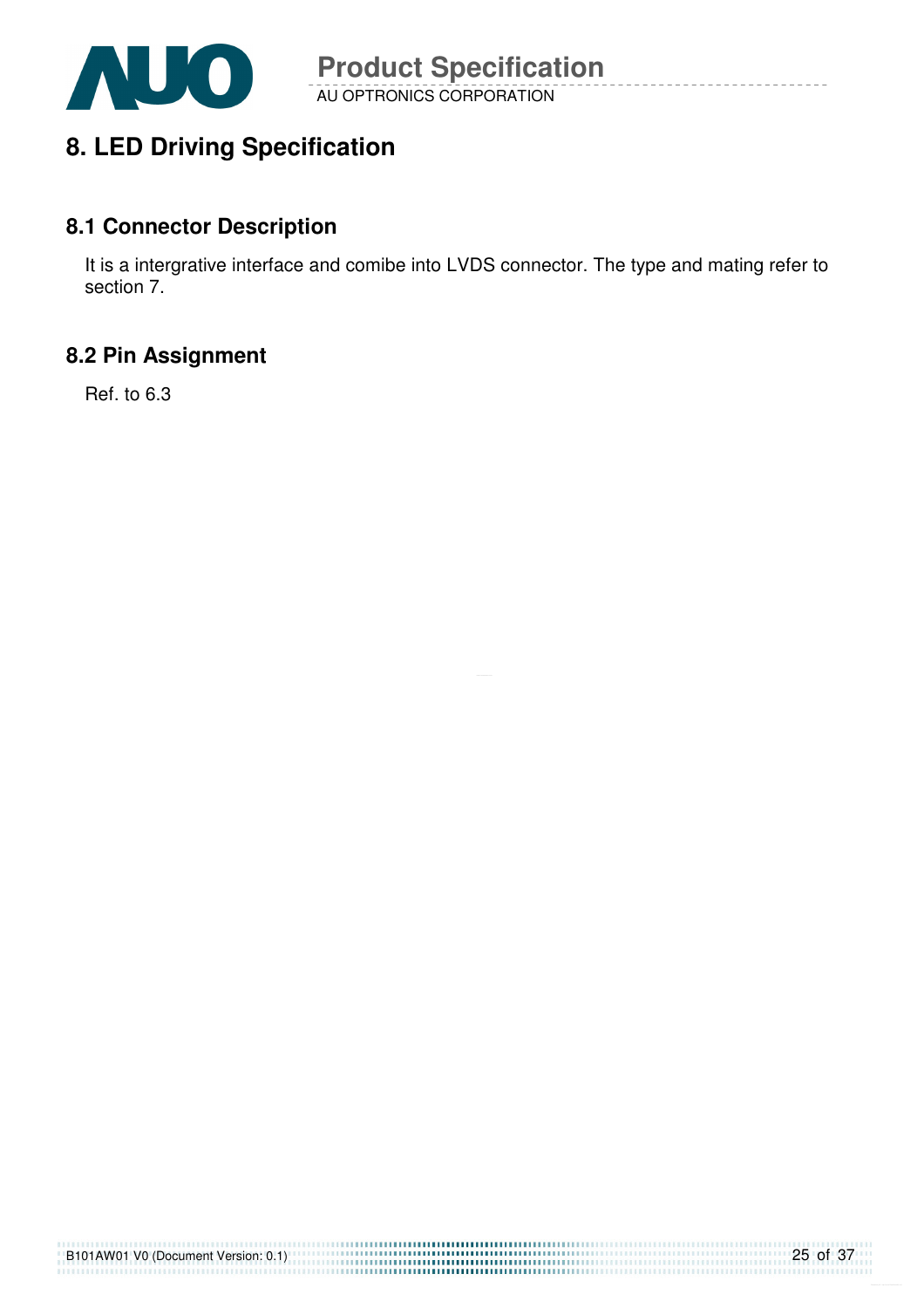# 8. LED Driving Specification

## 8.1 Connector Description

It is a intergrative interface and comibe into LVDS connector. The type and mating refer to section 7.

## 8.2 Pin Assignment

Ref. to 6.3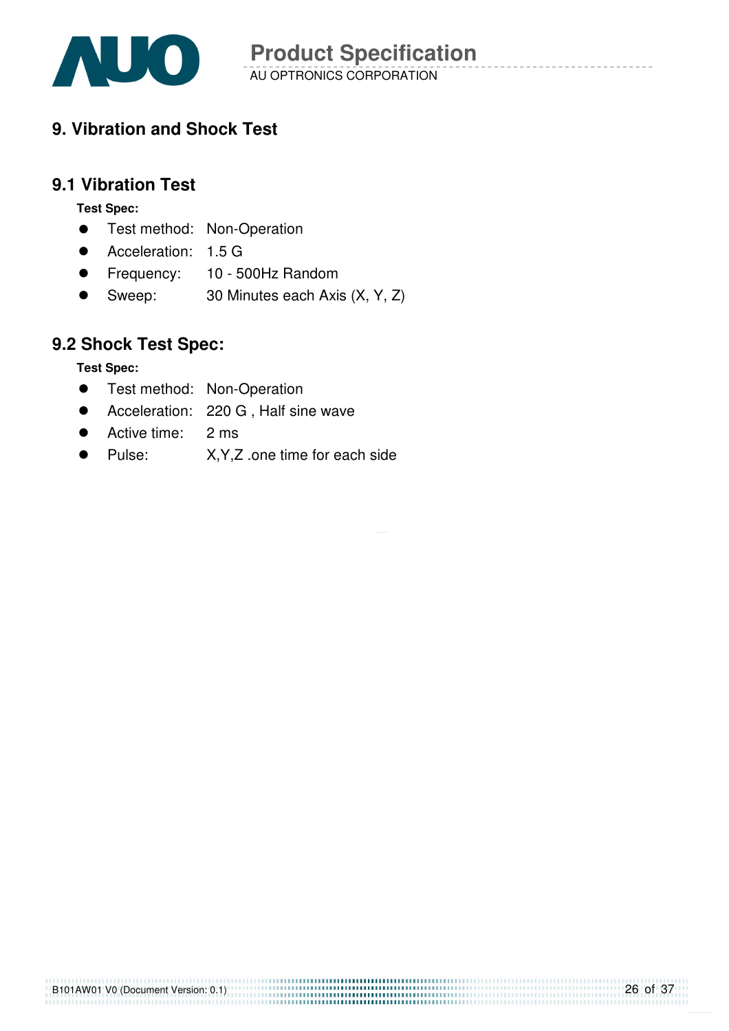# 9. Vibration and Shock Test

## 9.1 Vibration Test

**Test Spec:**

- Test method: Non-Operation
- Acceleration: 1.5 G
- Frequency: 10 - 500Hz Random
- Sweep: 30 Minutes each Axis (X, Y, Z)

## 9.2 Shock Test Spec:

**Test Spec:**

- Test method: Non-Operation
- Acceleration: 220 G , Half sine wave
- Active time: 2 ms
- Pulse: X,Y,Z .one time for each side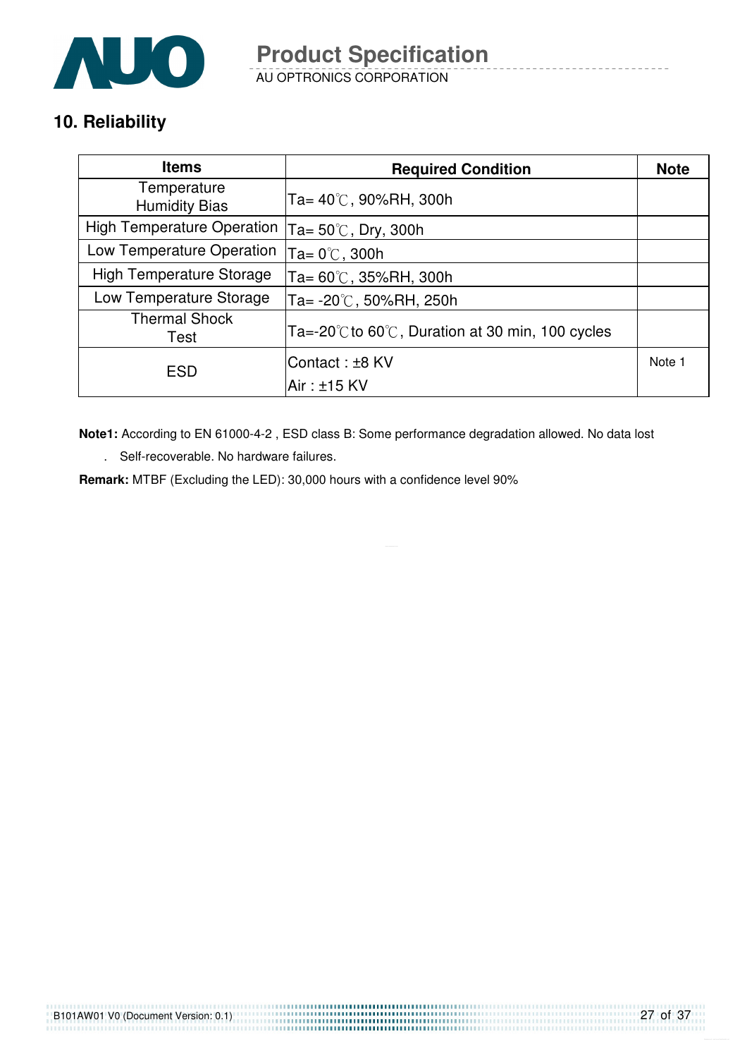## 10. Reliability

| Items | Required Condition | Note |
|---|---|---|
| Temperature Humidity Bias | Ta= 40℃, 90%RH, 300h | |
| High Temperature Operation | Ta= 50℃, Dry, 300h | |
| Low Temperature Operation | Ta= 0℃, 300h | |
| High Temperature Storage | Ta= 60℃, 35%RH, 300h | |
| Low Temperature Storage | Ta= -20℃, 50%RH, 250h | |
| Thermal Shock Test | Ta=-20℃to 60℃, Duration at 30 min, 100 cycles | |
| ESD | Contact : ±8 KV<br>Air : ±15 KV | Note 1 |

**Note1:** According to EN 61000-4-2 , ESD class B: Some performance degradation allowed. No data lost

. Self-recoverable. No hardware failures.

**Remark:** MTBF (Excluding the LED): 30,000 hours with a confidence level 90%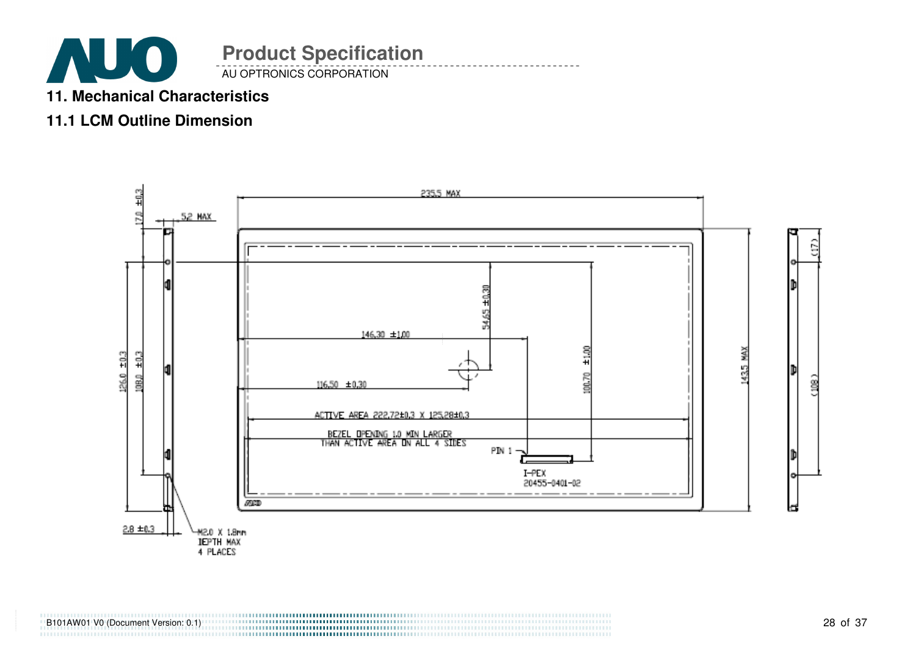# 11. Mechanical Characteristics

## 11.1 LCM Outline Dimension

235.5 MAX

5.2 MAX

17.0 ±0.3

54.65 ±0.30

146.30 ±1.00

116.50 ±0.30

100.70 ±1.00

143.5 MAX

126.0 ±0.3

108.0 ±0.3

(17)

(108)

ACTIVE AREA 222.72±0.3 X 125.28±0.3

BEZEL OPENING 1.0 MIN LARGER THAN ACTIVE AREA ON ALL 4 SIDES

PIN 1

I-PEX 20455-0401-02

2.8 ±0.3

M2.0 X 1.8mm DEPTH MAX 4 PLACES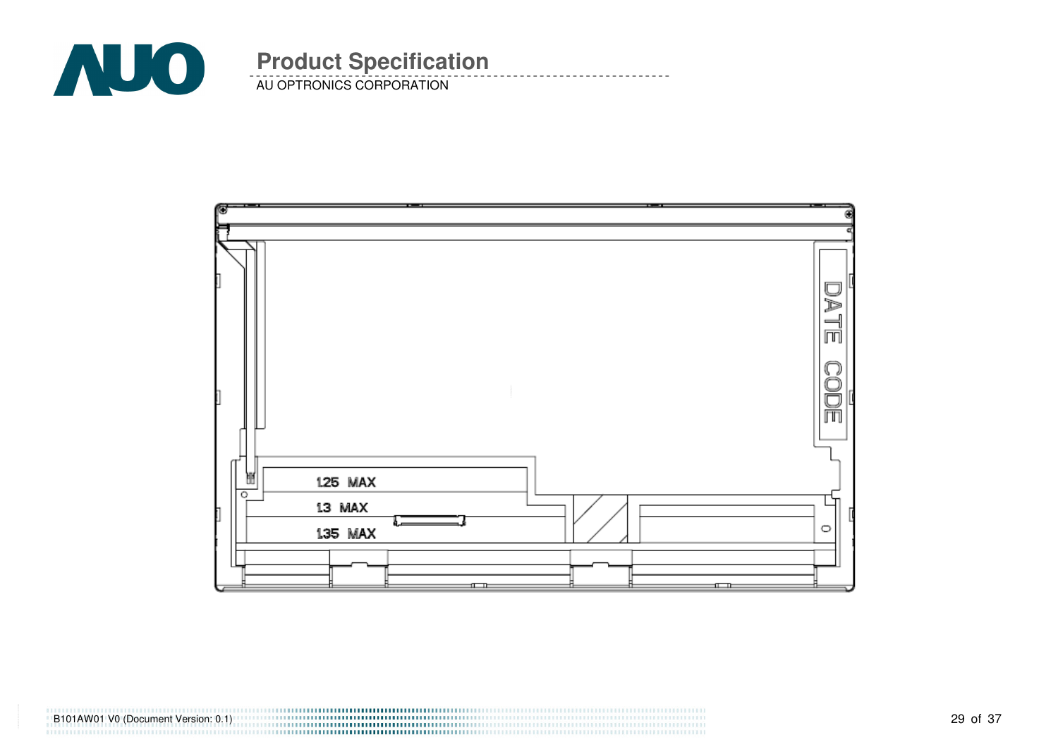DATE CODE

1.25 MAX

1.3 MAX

1.35 MAX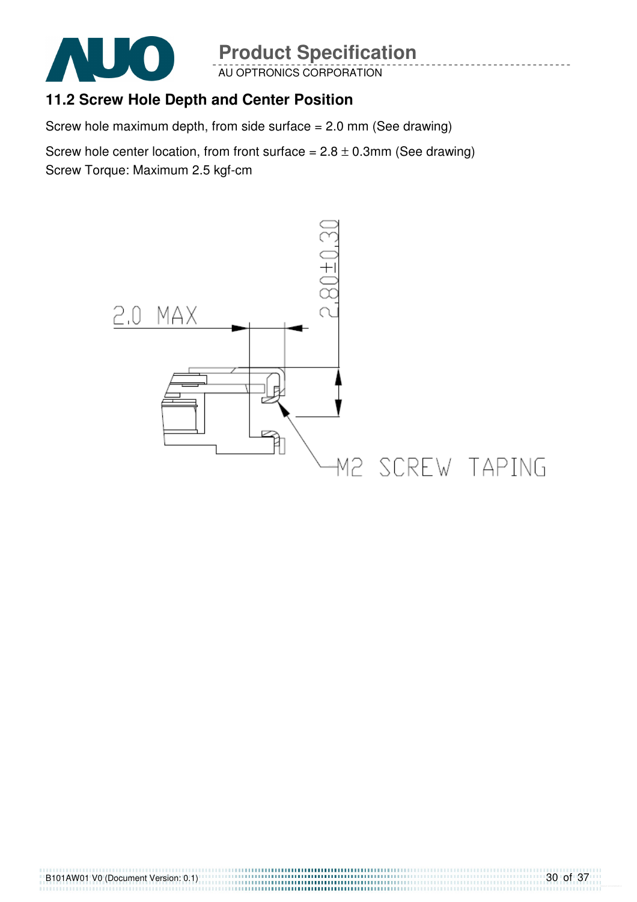## 11.2 Screw Hole Depth and Center Position

Screw hole maximum depth, from side surface = 2.0 mm (See drawing)

Screw hole center location, from front surface = 2.8 ± 0.3mm (See drawing)

Screw Torque: Maximum 2.5 kgf-cm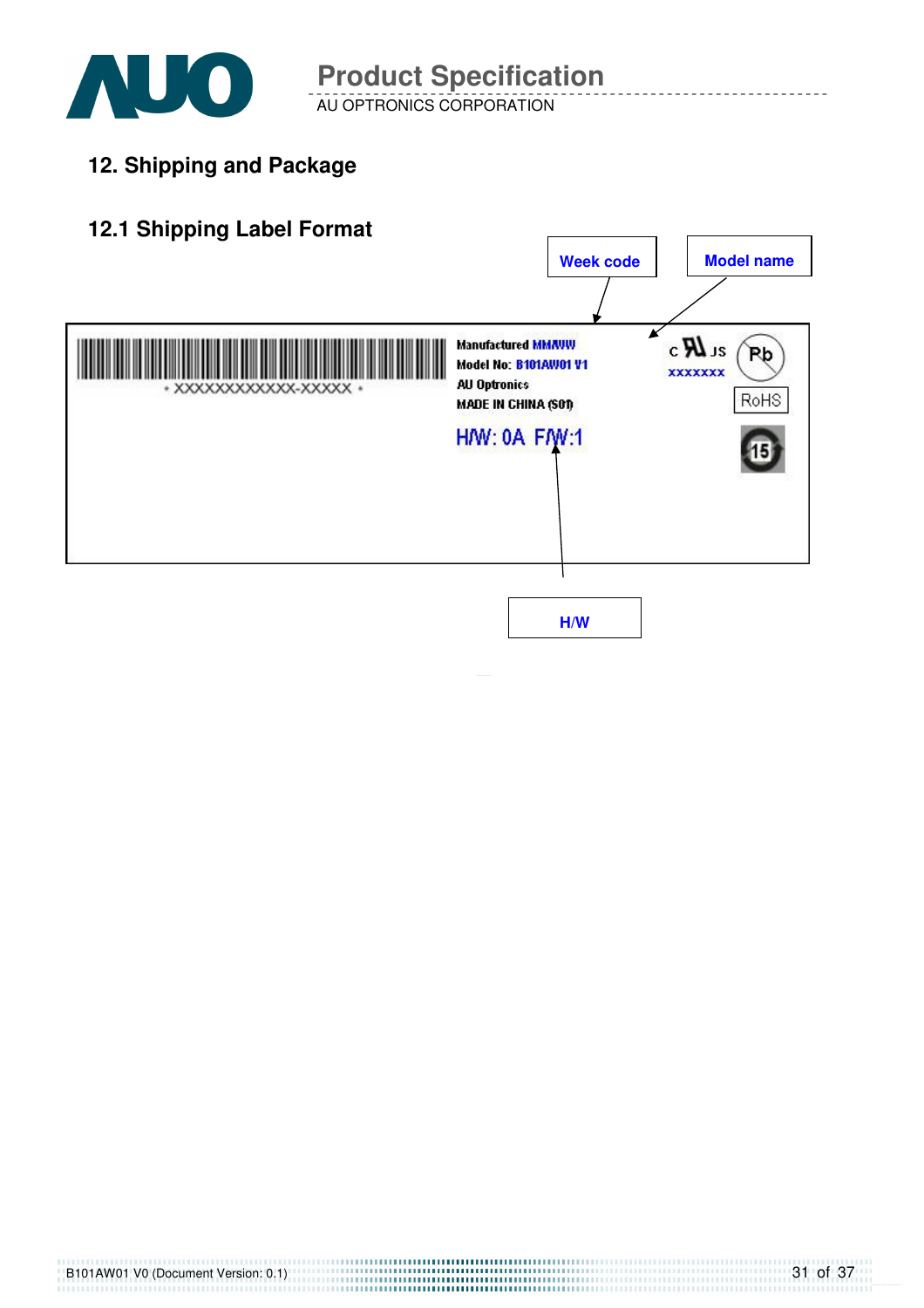## 12. Shipping and Package

### 12.1 Shipping Label Format

Week code

Model name

\* XXXXXXXXXXXX-XXXXX \*

Manufactured MMWW

Model No: B101AW01 V1

AU Optronics

MADE IN CHINA (S01)

H/W: 0A F/W:1

c UL us

XXXXXXX

Pb

RoHS

15

H/W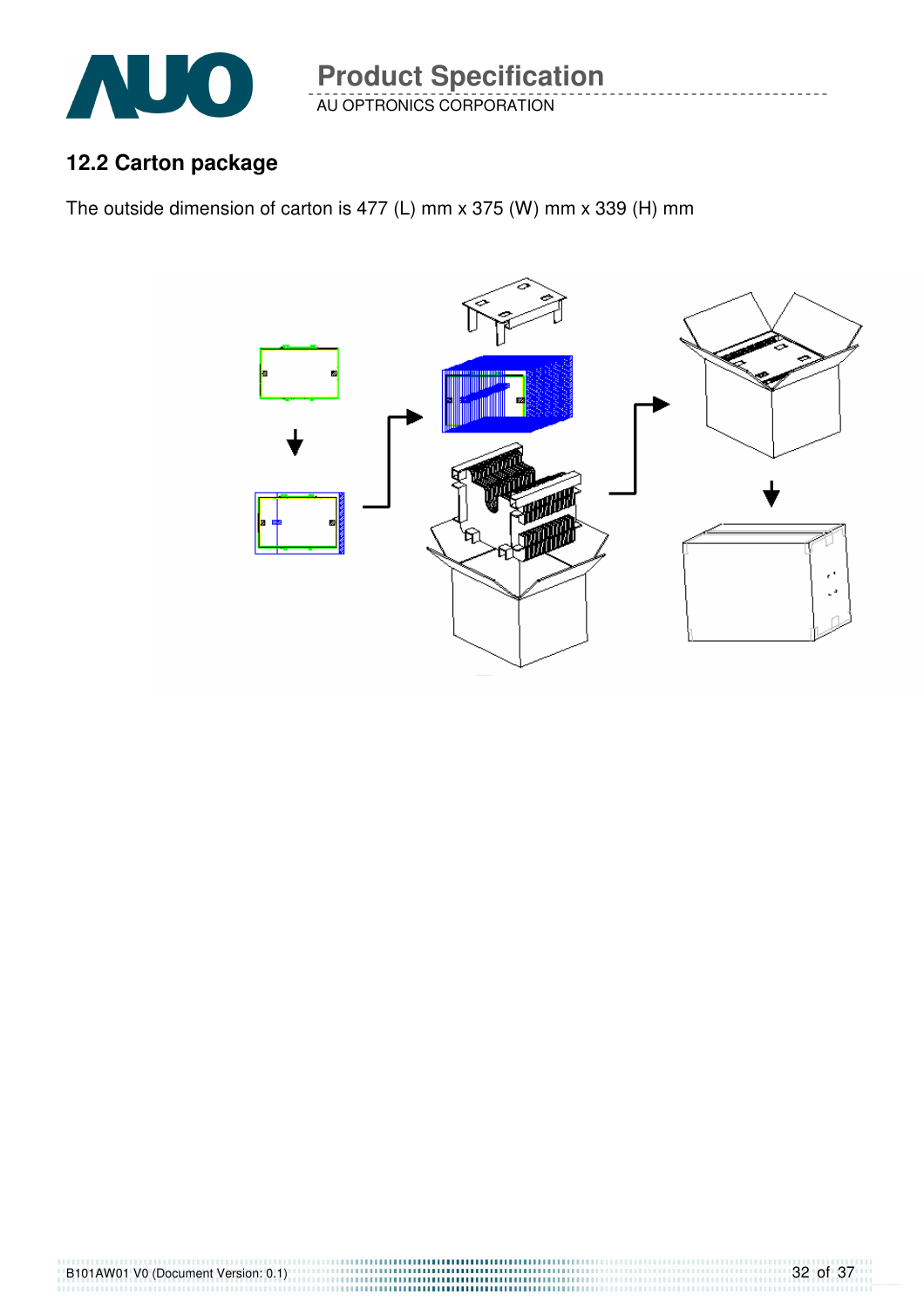## 12.2 Carton package

The outside dimension of carton is 477 (L) mm x 375 (W) mm x 339 (H) mm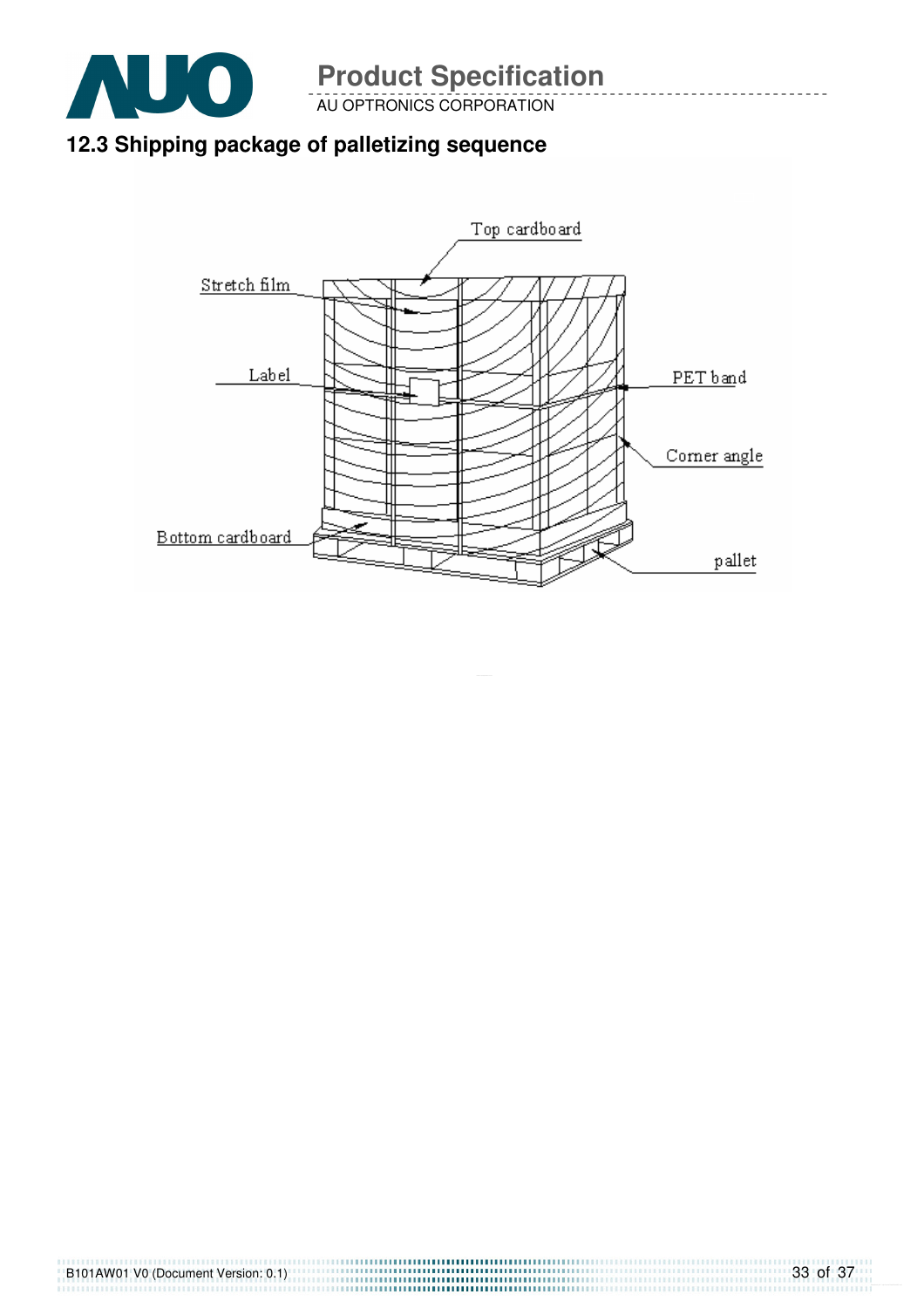## 12.3 Shipping package of palletizing sequence

Top cardboard

Stretch film

Label

PET band

Corner angle

Bottom cardboard

pallet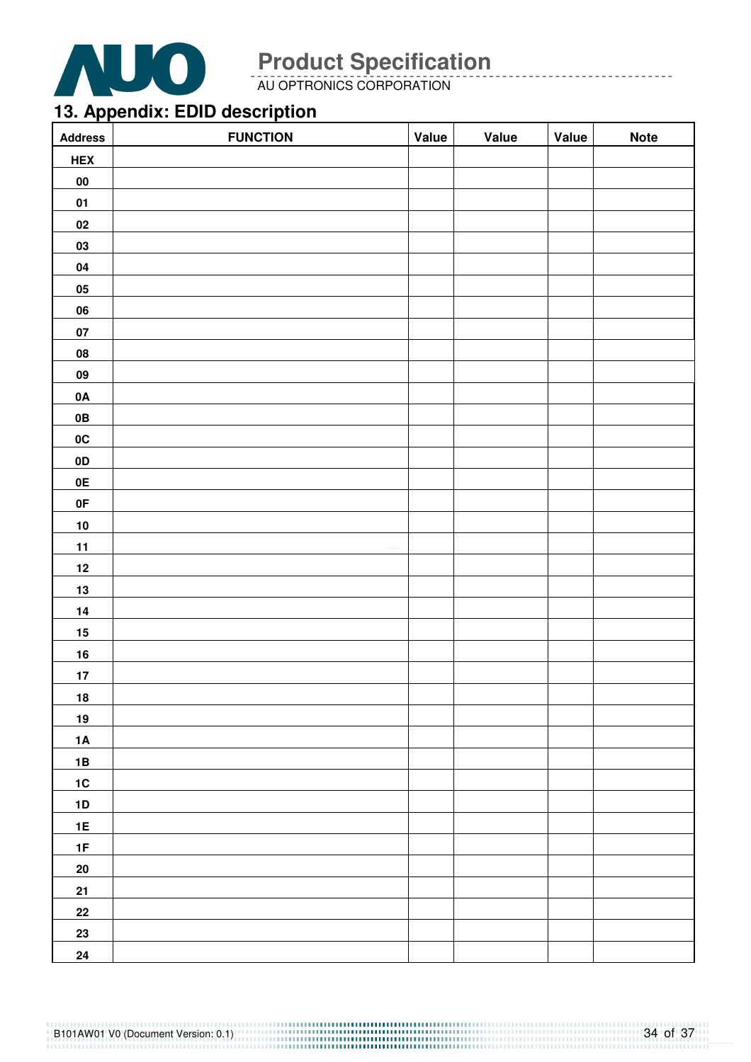## 13. Appendix: EDID description

| Address | FUNCTION | Value | Value | Value | Note |
|---|---|---|---|---|---|
| HEX | | | | | |
| 00 | | | | | |
| 01 | | | | | |
| 02 | | | | | |
| 03 | | | | | |
| 04 | | | | | |
| 05 | | | | | |
| 06 | | | | | |
| 07 | | | | | |
| 08 | | | | | |
| 09 | | | | | |
| 0A | | | | | |
| 0B | | | | | |
| 0C | | | | | |
| 0D | | | | | |
| 0E | | | | | |
| 0F | | | | | |
| 10 | | | | | |
| 11 | | | | | |
| 12 | | | | | |
| 13 | | | | | |
| 14 | | | | | |
| 15 | | | | | |
| 16 | | | | | |
| 17 | | | | | |
| 18 | | | | | |
| 19 | | | | | |
| 1A | | | | | |
| 1B | | | | | |
| 1C | | | | | |
| 1D | | | | | |
| 1E | | | | | |
| 1F | | | | | |
| 20 | | | | | |
| 21 | | | | | |
| 22 | | | | | |
| 23 | | | | | |
| 24 | | | | | |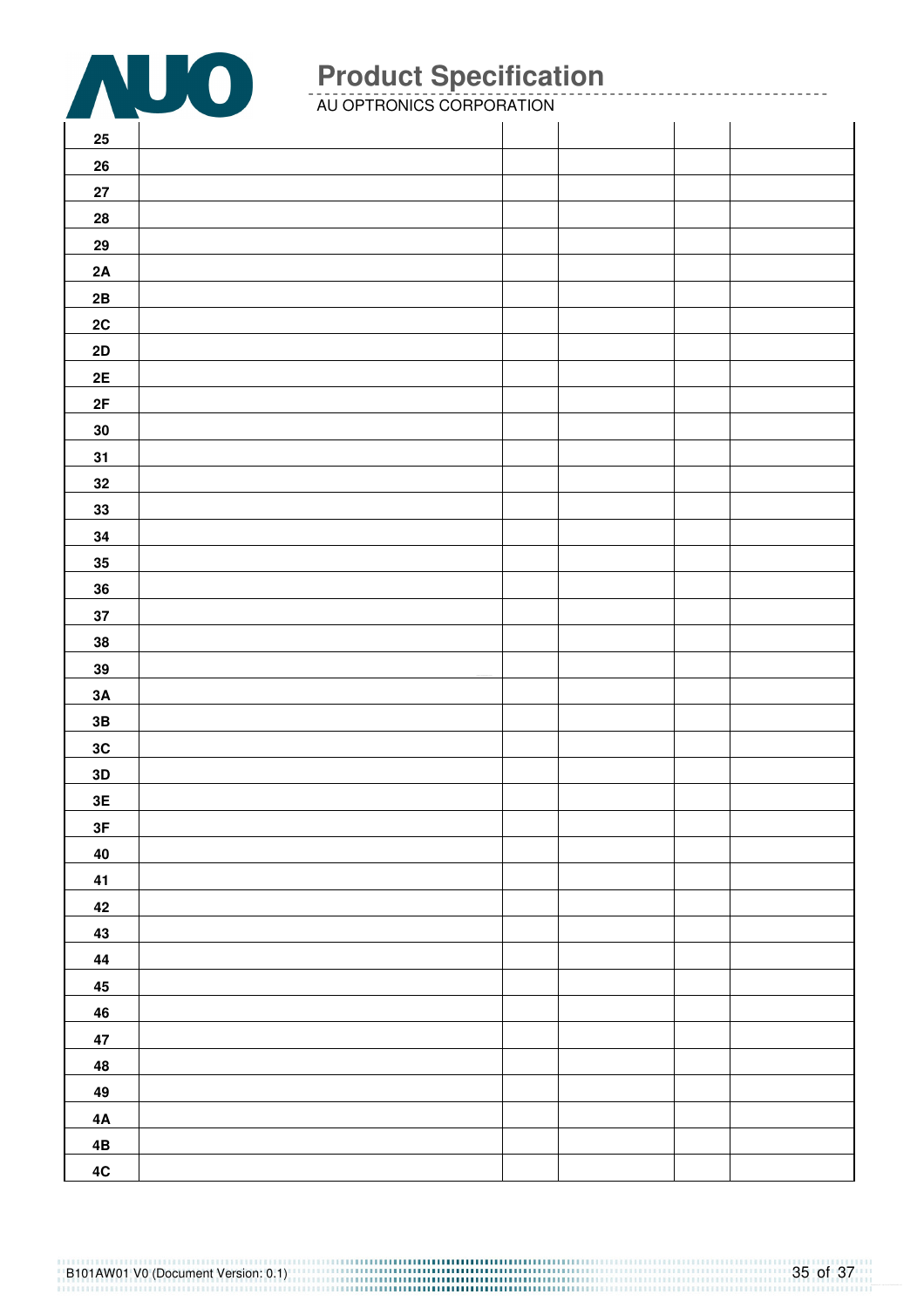| | | | | | |
|---|---|---|---|---|---|
| 25 | | | | | |
| 26 | | | | | |
| 27 | | | | | |
| 28 | | | | | |
| 29 | | | | | |
| 2A | | | | | |
| 2B | | | | | |
| 2C | | | | | |
| 2D | | | | | |
| 2E | | | | | |
| 2F | | | | | |
| 30 | | | | | |
| 31 | | | | | |
| 32 | | | | | |
| 33 | | | | | |
| 34 | | | | | |
| 35 | | | | | |
| 36 | | | | | |
| 37 | | | | | |
| 38 | | | | | |
| 39 | | | | | |
| 3A | | | | | |
| 3B | | | | | |
| 3C | | | | | |
| 3D | | | | | |
| 3E | | | | | |
| 3F | | | | | |
| 40 | | | | | |
| 41 | | | | | |
| 42 | | | | | |
| 43 | | | | | |
| 44 | | | | | |
| 45 | | | | | |
| 46 | | | | | |
| 47 | | | | | |
| 48 | | | | | |
| 49 | | | | | |
| 4A | | | | | |
| 4B | | | | | |
| 4C | | | | | |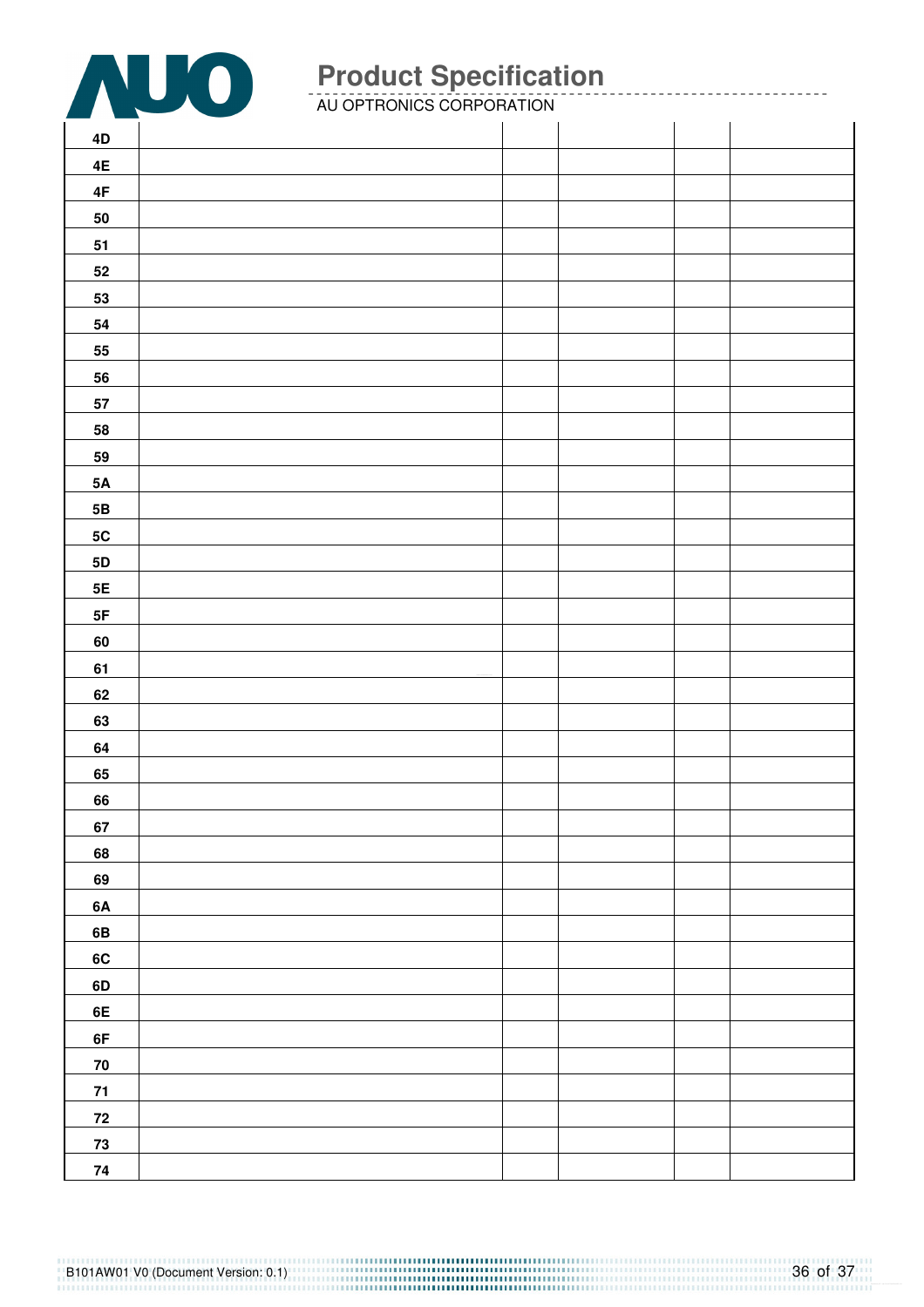| | | | | | |
|---|---|---|---|---|---|
| 4D | | | | | |
| 4E | | | | | |
| 4F | | | | | |
| 50 | | | | | |
| 51 | | | | | |
| 52 | | | | | |
| 53 | | | | | |
| 54 | | | | | |
| 55 | | | | | |
| 56 | | | | | |
| 57 | | | | | |
| 58 | | | | | |
| 59 | | | | | |
| 5A | | | | | |
| 5B | | | | | |
| 5C | | | | | |
| 5D | | | | | |
| 5E | | | | | |
| 5F | | | | | |
| 60 | | | | | |
| 61 | | | | | |
| 62 | | | | | |
| 63 | | | | | |
| 64 | | | | | |
| 65 | | | | | |
| 66 | | | | | |
| 67 | | | | | |
| 68 | | | | | |
| 69 | | | | | |
| 6A | | | | | |
| 6B | | | | | |
| 6C | | | | | |
| 6D | | | | | |
| 6E | | | | | |
| 6F | | | | | |
| 70 | | | | | |
| 71 | | | | | |
| 72 | | | | | |
| 73 | | | | | |
| 74 | | | | | |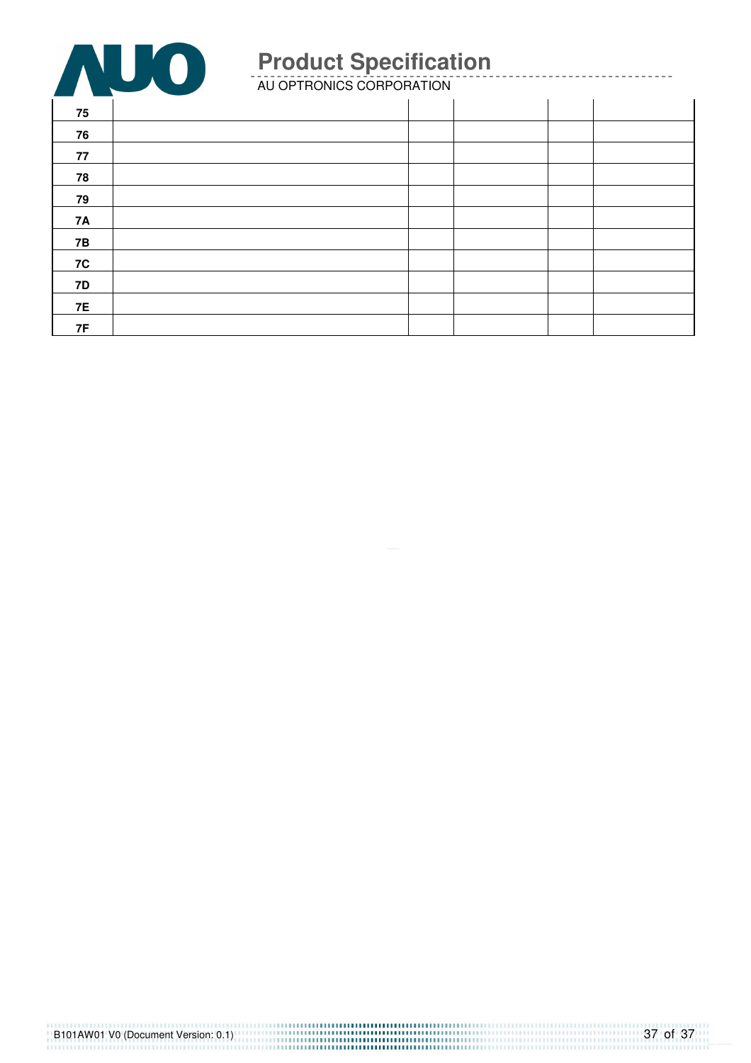| | | | | | |
|---|---|---|---|---|---|
| **75** | | | | | |
| **76** | | | | | |
| **77** | | | | | |
| **78** | | | | | |
| **79** | | | | | |
| **7A** | | | | | |
| **7B** | | | | | |
| **7C** | | | | | |
| **7D** | | | | | |
| **7E** | | | | | |
| **7F** | | | | | |